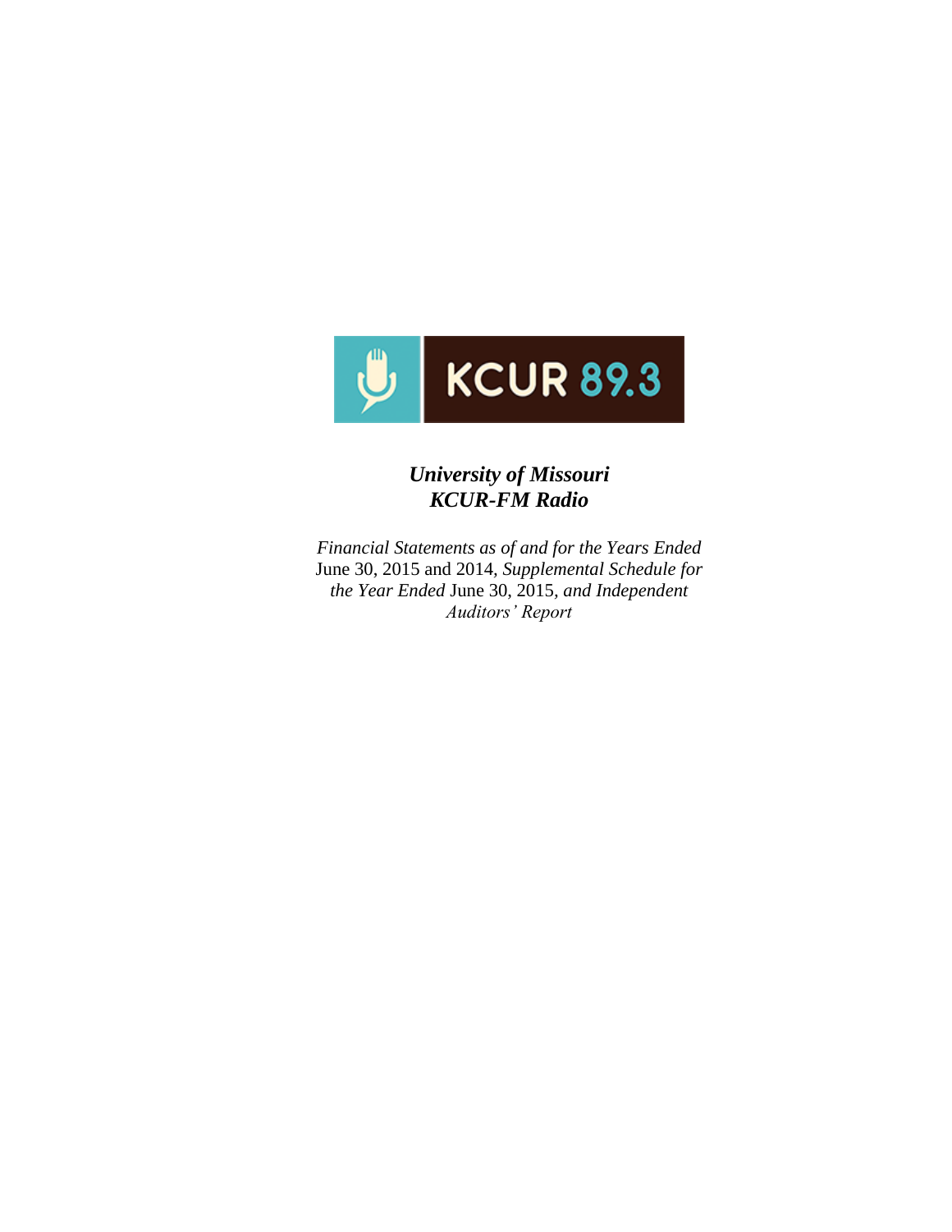KCUR 89.3

# *University of Missouri*
# *KCUR-FM Radio*

*Financial Statements as of and for the Years Ended* June 30, 2015 and 2014*, Supplemental Schedule for the Year Ended* June 30, 2015*, and Independent Auditors' Report*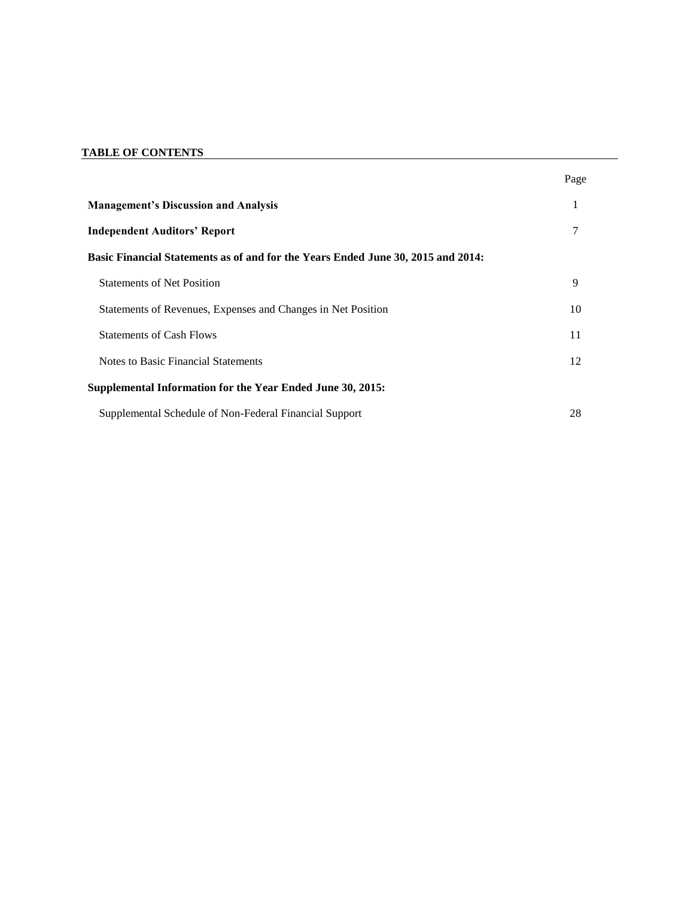**TABLE OF CONTENTS**

| | Page |
|---|---|
| **Management's Discussion and Analysis** | 1 |
| **Independent Auditors' Report** | 7 |
| **Basic Financial Statements as of and for the Years Ended June 30, 2015 and 2014:** | |
| Statements of Net Position | 9 |
| Statements of Revenues, Expenses and Changes in Net Position | 10 |
| Statements of Cash Flows | 11 |
| Notes to Basic Financial Statements | 12 |
| **Supplemental Information for the Year Ended June 30, 2015:** | |
| Supplemental Schedule of Non-Federal Financial Support | 28 |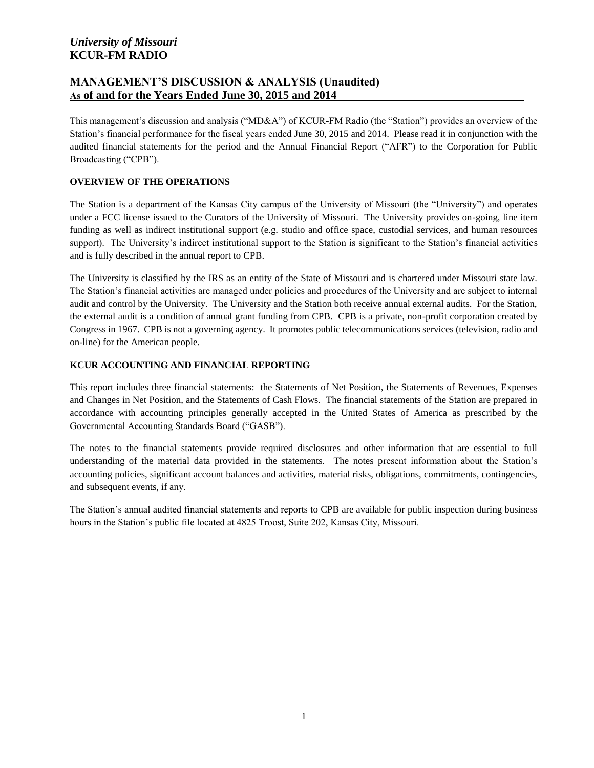*University of Missouri*
**KCUR-FM RADIO**

## MANAGEMENT'S DISCUSSION & ANALYSIS (Unaudited)
## As of and for the Years Ended June 30, 2015 and 2014

This management's discussion and analysis ("MD&A") of KCUR-FM Radio (the "Station") provides an overview of the Station's financial performance for the fiscal years ended June 30, 2015 and 2014. Please read it in conjunction with the audited financial statements for the period and the Annual Financial Report ("AFR") to the Corporation for Public Broadcasting ("CPB").

### OVERVIEW OF THE OPERATIONS

The Station is a department of the Kansas City campus of the University of Missouri (the "University") and operates under a FCC license issued to the Curators of the University of Missouri. The University provides on-going, line item funding as well as indirect institutional support (e.g. studio and office space, custodial services, and human resources support). The University's indirect institutional support to the Station is significant to the Station's financial activities and is fully described in the annual report to CPB.

The University is classified by the IRS as an entity of the State of Missouri and is chartered under Missouri state law. The Station's financial activities are managed under policies and procedures of the University and are subject to internal audit and control by the University. The University and the Station both receive annual external audits. For the Station, the external audit is a condition of annual grant funding from CPB. CPB is a private, non-profit corporation created by Congress in 1967. CPB is not a governing agency. It promotes public telecommunications services (television, radio and on-line) for the American people.

### KCUR ACCOUNTING AND FINANCIAL REPORTING

This report includes three financial statements: the Statements of Net Position, the Statements of Revenues, Expenses and Changes in Net Position, and the Statements of Cash Flows. The financial statements of the Station are prepared in accordance with accounting principles generally accepted in the United States of America as prescribed by the Governmental Accounting Standards Board ("GASB").

The notes to the financial statements provide required disclosures and other information that are essential to full understanding of the material data provided in the statements. The notes present information about the Station's accounting policies, significant account balances and activities, material risks, obligations, commitments, contingencies, and subsequent events, if any.

The Station's annual audited financial statements and reports to CPB are available for public inspection during business hours in the Station's public file located at 4825 Troost, Suite 202, Kansas City, Missouri.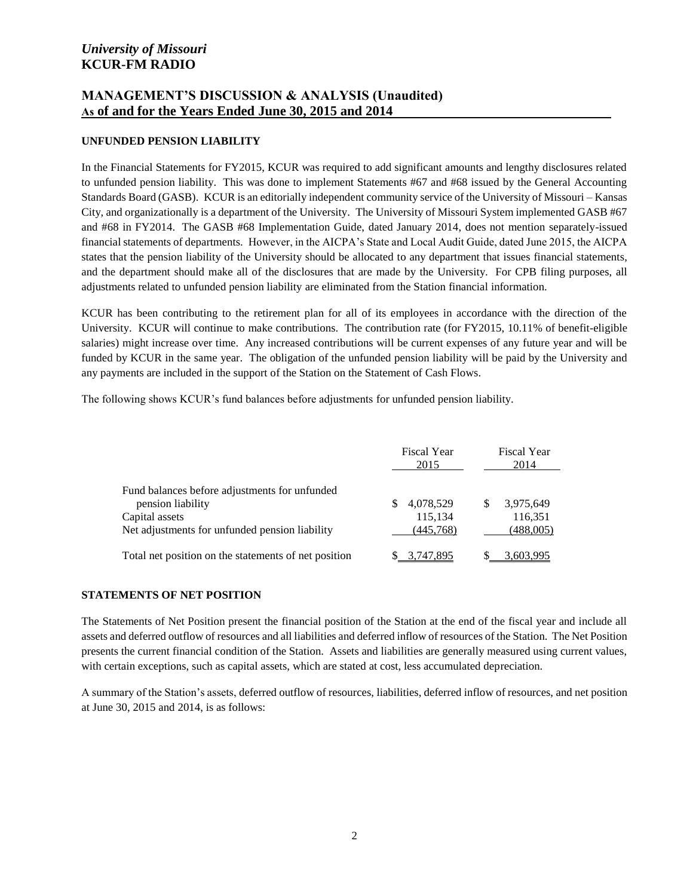## UNFUNDED PENSION LIABILITY

In the Financial Statements for FY2015, KCUR was required to add significant amounts and lengthy disclosures related to unfunded pension liability. This was done to implement Statements #67 and #68 issued by the General Accounting Standards Board (GASB). KCUR is an editorially independent community service of the University of Missouri – Kansas City, and organizationally is a department of the University. The University of Missouri System implemented GASB #67 and #68 in FY2014. The GASB #68 Implementation Guide, dated January 2014, does not mention separately-issued financial statements of departments. However, in the AICPA's State and Local Audit Guide, dated June 2015, the AICPA states that the pension liability of the University should be allocated to any department that issues financial statements, and the department should make all of the disclosures that are made by the University. For CPB filing purposes, all adjustments related to unfunded pension liability are eliminated from the Station financial information.

KCUR has been contributing to the retirement plan for all of its employees in accordance with the direction of the University. KCUR will continue to make contributions. The contribution rate (for FY2015, 10.11% of benefit-eligible salaries) might increase over time. Any increased contributions will be current expenses of any future year and will be funded by KCUR in the same year. The obligation of the unfunded pension liability will be paid by the University and any payments are included in the support of the Station on the Statement of Cash Flows.

The following shows KCUR's fund balances before adjustments for unfunded pension liability.

| | Fiscal Year 2015 | Fiscal Year 2014 |
|---|---|---|
| Fund balances before adjustments for unfunded pension liability | $ 4,078,529 | $ 3,975,649 |
| Capital assets | 115,134 | 116,351 |
| Net adjustments for unfunded pension liability | (445,768) | (488,005) |
| Total net position on the statements of net position | $ 3,747,895 | $ 3,603,995 |

## STATEMENTS OF NET POSITION

The Statements of Net Position present the financial position of the Station at the end of the fiscal year and include all assets and deferred outflow of resources and all liabilities and deferred inflow of resources of the Station. The Net Position presents the current financial condition of the Station. Assets and liabilities are generally measured using current values, with certain exceptions, such as capital assets, which are stated at cost, less accumulated depreciation.

A summary of the Station's assets, deferred outflow of resources, liabilities, deferred inflow of resources, and net position at June 30, 2015 and 2014, is as follows: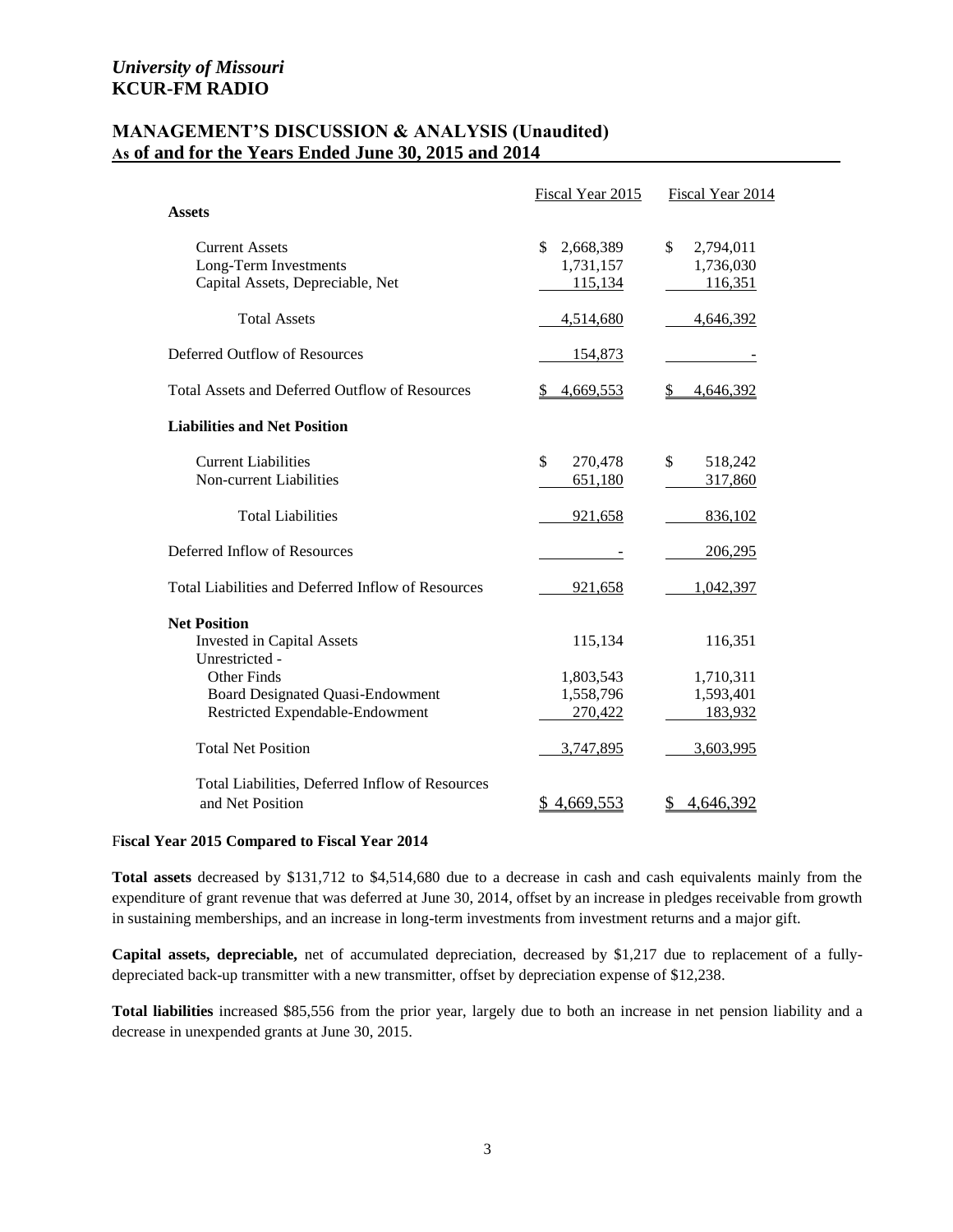## *University of Missouri*
## KCUR-FM RADIO

## MANAGEMENT'S DISCUSSION & ANALYSIS (Unaudited)
## As of and for the Years Ended June 30, 2015 and 2014

| | Fiscal Year 2015 | Fiscal Year 2014 |
|---|---|---|
| **Assets** | | |
| Current Assets | $ 2,668,389 | $ 2,794,011 |
| Long-Term Investments | 1,731,157 | 1,736,030 |
| Capital Assets, Depreciable, Net | 115,134 | 116,351 |
| Total Assets | 4,514,680 | 4,646,392 |
| Deferred Outflow of Resources | 154,873 | - |
| Total Assets and Deferred Outflow of Resources | $ 4,669,553 | $ 4,646,392 |
| **Liabilities and Net Position** | | |
| Current Liabilities | $ 270,478 | $ 518,242 |
| Non-current Liabilities | 651,180 | 317,860 |
| Total Liabilities | 921,658 | 836,102 |
| Deferred Inflow of Resources | - | 206,295 |
| Total Liabilities and Deferred Inflow of Resources | 921,658 | 1,042,397 |
| **Net Position** | | |
| Invested in Capital Assets | 115,134 | 116,351 |
| Unrestricted - | | |
| Other Finds | 1,803,543 | 1,710,311 |
| Board Designated Quasi-Endowment | 1,558,796 | 1,593,401 |
| Restricted Expendable-Endowment | 270,422 | 183,932 |
| Total Net Position | 3,747,895 | 3,603,995 |
| Total Liabilities, Deferred Inflow of Resources and Net Position | $ 4,669,553 | $ 4,646,392 |

**Fiscal Year 2015 Compared to Fiscal Year 2014**

**Total assets** decreased by $131,712 to $4,514,680 due to a decrease in cash and cash equivalents mainly from the expenditure of grant revenue that was deferred at June 30, 2014, offset by an increase in pledges receivable from growth in sustaining memberships, and an increase in long-term investments from investment returns and a major gift.

**Capital assets, depreciable,** net of accumulated depreciation, decreased by $1,217 due to replacement of a fully-depreciated back-up transmitter with a new transmitter, offset by depreciation expense of $12,238.

**Total liabilities** increased $85,556 from the prior year, largely due to both an increase in net pension liability and a decrease in unexpended grants at June 30, 2015.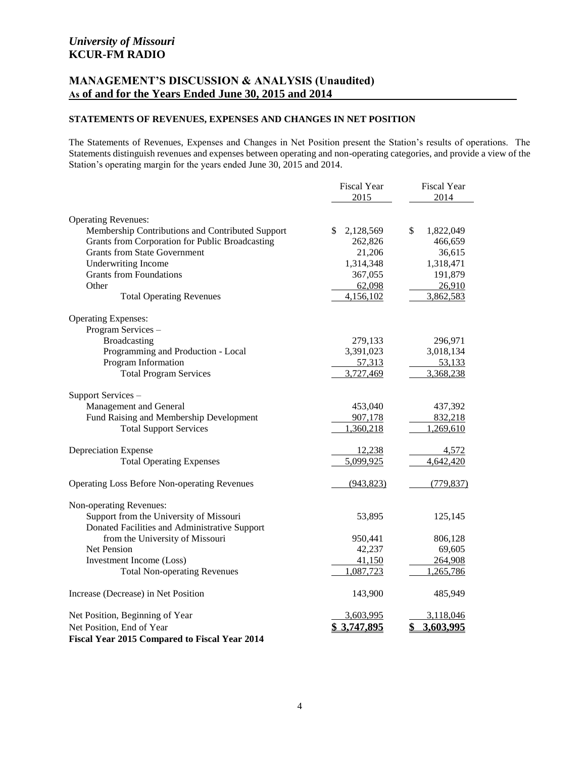*University of Missouri*
**KCUR-FM RADIO**

## MANAGEMENT'S DISCUSSION & ANALYSIS (Unaudited)
## As of and for the Years Ended June 30, 2015 and 2014

### STATEMENTS OF REVENUES, EXPENSES AND CHANGES IN NET POSITION

The Statements of Revenues, Expenses and Changes in Net Position present the Station's results of operations. The Statements distinguish revenues and expenses between operating and non-operating categories, and provide a view of the Station's operating margin for the years ended June 30, 2015 and 2014.

| | Fiscal Year 2015 | Fiscal Year 2014 |
|---|---|---|
| Operating Revenues: | | |
| Membership Contributions and Contributed Support | $ 2,128,569 | $ 1,822,049 |
| Grants from Corporation for Public Broadcasting | 262,826 | 466,659 |
| Grants from State Government | 21,206 | 36,615 |
| Underwriting Income | 1,314,348 | 1,318,471 |
| Grants from Foundations | 367,055 | 191,879 |
| Other | 62,098 | 26,910 |
| Total Operating Revenues | 4,156,102 | 3,862,583 |
| Operating Expenses: | | |
| Program Services – | | |
| Broadcasting | 279,133 | 296,971 |
| Programming and Production - Local | 3,391,023 | 3,018,134 |
| Program Information | 57,313 | 53,133 |
| Total Program Services | 3,727,469 | 3,368,238 |
| Support Services – | | |
| Management and General | 453,040 | 437,392 |
| Fund Raising and Membership Development | 907,178 | 832,218 |
| Total Support Services | 1,360,218 | 1,269,610 |
| Depreciation Expense | 12,238 | 4,572 |
| Total Operating Expenses | 5,099,925 | 4,642,420 |
| Operating Loss Before Non-operating Revenues | (943,823) | (779,837) |
| Non-operating Revenues: | | |
| Support from the University of Missouri | 53,895 | 125,145 |
| Donated Facilities and Administrative Support from the University of Missouri | 950,441 | 806,128 |
| Net Pension | 42,237 | 69,605 |
| Investment Income (Loss) | 41,150 | 264,908 |
| Total Non-operating Revenues | 1,087,723 | 1,265,786 |
| Increase (Decrease) in Net Position | 143,900 | 485,949 |
| Net Position, Beginning of Year | 3,603,995 | 3,118,046 |
| Net Position, End of Year | **$ 3,747,895** | **$ 3,603,995** |

**Fiscal Year 2015 Compared to Fiscal Year 2014**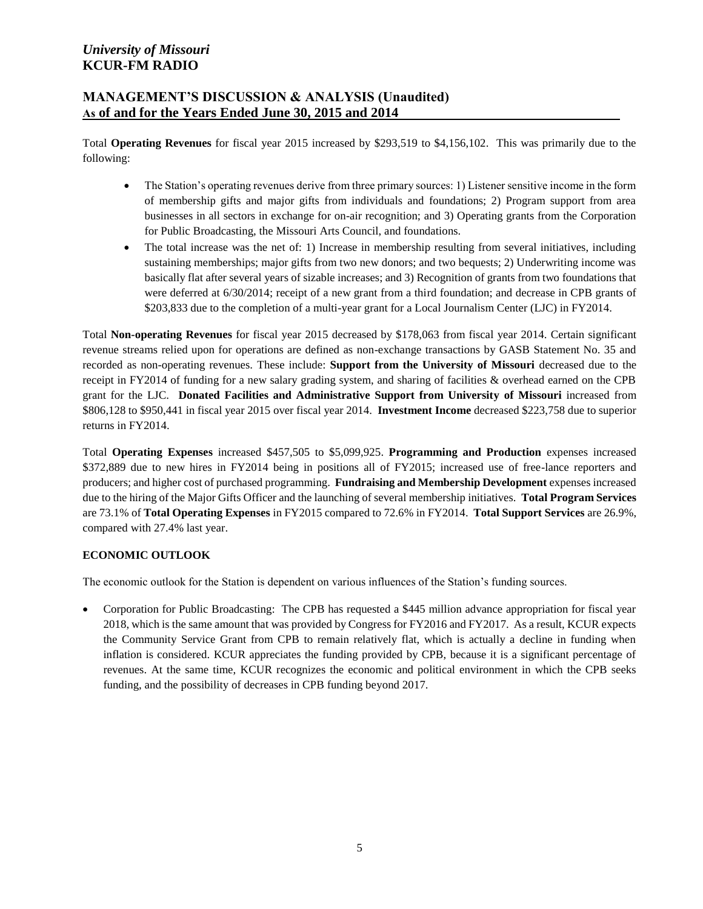Total **Operating Revenues** for fiscal year 2015 increased by $293,519 to $4,156,102. This was primarily due to the following:

- The Station's operating revenues derive from three primary sources: 1) Listener sensitive income in the form of membership gifts and major gifts from individuals and foundations; 2) Program support from area businesses in all sectors in exchange for on-air recognition; and 3) Operating grants from the Corporation for Public Broadcasting, the Missouri Arts Council, and foundations.
- The total increase was the net of: 1) Increase in membership resulting from several initiatives, including sustaining memberships; major gifts from two new donors; and two bequests; 2) Underwriting income was basically flat after several years of sizable increases; and 3) Recognition of grants from two foundations that were deferred at 6/30/2014; receipt of a new grant from a third foundation; and decrease in CPB grants of $203,833 due to the completion of a multi-year grant for a Local Journalism Center (LJC) in FY2014.

Total **Non-operating Revenues** for fiscal year 2015 decreased by $178,063 from fiscal year 2014. Certain significant revenue streams relied upon for operations are defined as non-exchange transactions by GASB Statement No. 35 and recorded as non-operating revenues. These include: **Support from the University of Missouri** decreased due to the receipt in FY2014 of funding for a new salary grading system, and sharing of facilities & overhead earned on the CPB grant for the LJC. **Donated Facilities and Administrative Support from University of Missouri** increased from $806,128 to $950,441 in fiscal year 2015 over fiscal year 2014. **Investment Income** decreased $223,758 due to superior returns in FY2014.

Total **Operating Expenses** increased $457,505 to $5,099,925. **Programming and Production** expenses increased $372,889 due to new hires in FY2014 being in positions all of FY2015; increased use of free-lance reporters and producers; and higher cost of purchased programming. **Fundraising and Membership Development** expenses increased due to the hiring of the Major Gifts Officer and the launching of several membership initiatives. **Total Program Services** are 73.1% of **Total Operating Expenses** in FY2015 compared to 72.6% in FY2014. **Total Support Services** are 26.9%, compared with 27.4% last year.

## ECONOMIC OUTLOOK

The economic outlook for the Station is dependent on various influences of the Station's funding sources.

- Corporation for Public Broadcasting: The CPB has requested a $445 million advance appropriation for fiscal year 2018, which is the same amount that was provided by Congress for FY2016 and FY2017. As a result, KCUR expects the Community Service Grant from CPB to remain relatively flat, which is actually a decline in funding when inflation is considered. KCUR appreciates the funding provided by CPB, because it is a significant percentage of revenues. At the same time, KCUR recognizes the economic and political environment in which the CPB seeks funding, and the possibility of decreases in CPB funding beyond 2017.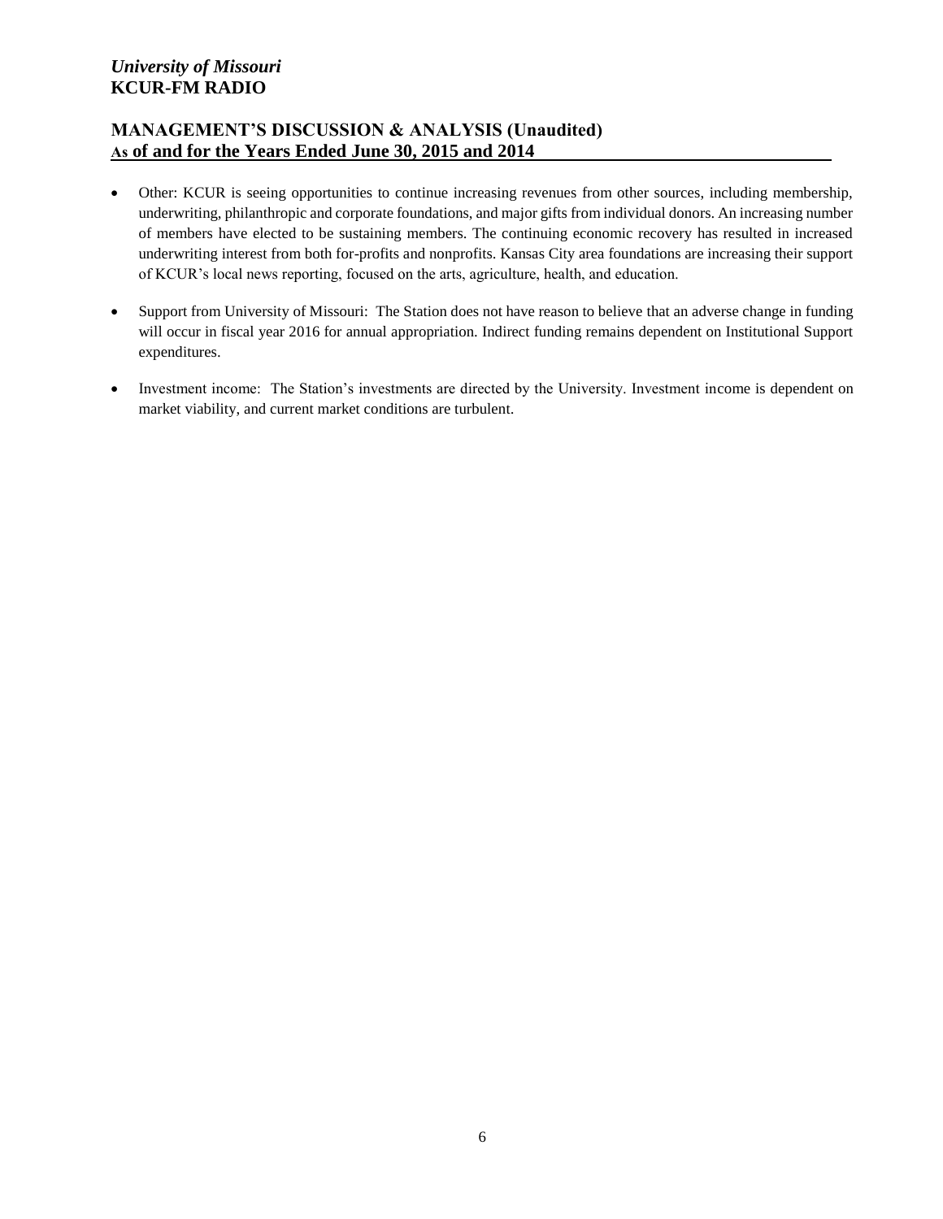- Other: KCUR is seeing opportunities to continue increasing revenues from other sources, including membership, underwriting, philanthropic and corporate foundations, and major gifts from individual donors. An increasing number of members have elected to be sustaining members. The continuing economic recovery has resulted in increased underwriting interest from both for-profits and nonprofits. Kansas City area foundations are increasing their support of KCUR's local news reporting, focused on the arts, agriculture, health, and education.

- Support from University of Missouri: The Station does not have reason to believe that an adverse change in funding will occur in fiscal year 2016 for annual appropriation. Indirect funding remains dependent on Institutional Support expenditures.

- Investment income: The Station's investments are directed by the University. Investment income is dependent on market viability, and current market conditions are turbulent.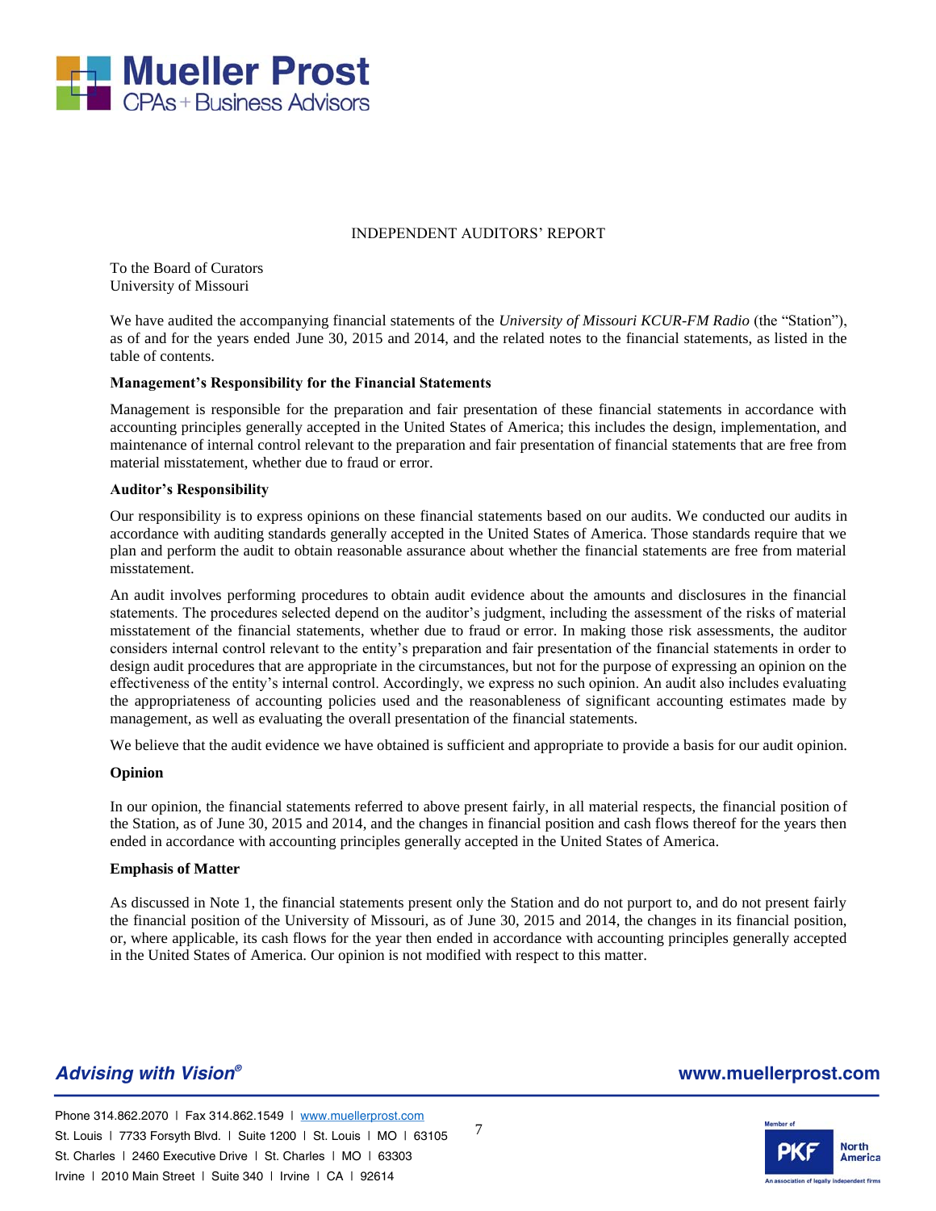# INDEPENDENT AUDITORS' REPORT

To the Board of Curators
University of Missouri

We have audited the accompanying financial statements of the *University of Missouri KCUR-FM Radio* (the "Station"), as of and for the years ended June 30, 2015 and 2014, and the related notes to the financial statements, as listed in the table of contents.

**Management's Responsibility for the Financial Statements**

Management is responsible for the preparation and fair presentation of these financial statements in accordance with accounting principles generally accepted in the United States of America; this includes the design, implementation, and maintenance of internal control relevant to the preparation and fair presentation of financial statements that are free from material misstatement, whether due to fraud or error.

**Auditor's Responsibility**

Our responsibility is to express opinions on these financial statements based on our audits. We conducted our audits in accordance with auditing standards generally accepted in the United States of America. Those standards require that we plan and perform the audit to obtain reasonable assurance about whether the financial statements are free from material misstatement.

An audit involves performing procedures to obtain audit evidence about the amounts and disclosures in the financial statements. The procedures selected depend on the auditor's judgment, including the assessment of the risks of material misstatement of the financial statements, whether due to fraud or error. In making those risk assessments, the auditor considers internal control relevant to the entity's preparation and fair presentation of the financial statements in order to design audit procedures that are appropriate in the circumstances, but not for the purpose of expressing an opinion on the effectiveness of the entity's internal control. Accordingly, we express no such opinion. An audit also includes evaluating the appropriateness of accounting policies used and the reasonableness of significant accounting estimates made by management, as well as evaluating the overall presentation of the financial statements.

We believe that the audit evidence we have obtained is sufficient and appropriate to provide a basis for our audit opinion.

**Opinion**

In our opinion, the financial statements referred to above present fairly, in all material respects, the financial position of the Station, as of June 30, 2015 and 2014, and the changes in financial position and cash flows thereof for the years then ended in accordance with accounting principles generally accepted in the United States of America.

**Emphasis of Matter**

As discussed in Note 1, the financial statements present only the Station and do not purport to, and do not present fairly the financial position of the University of Missouri, as of June 30, 2015 and 2014, the changes in its financial position, or, where applicable, its cash flows for the year then ended in accordance with accounting principles generally accepted in the United States of America. Our opinion is not modified with respect to this matter.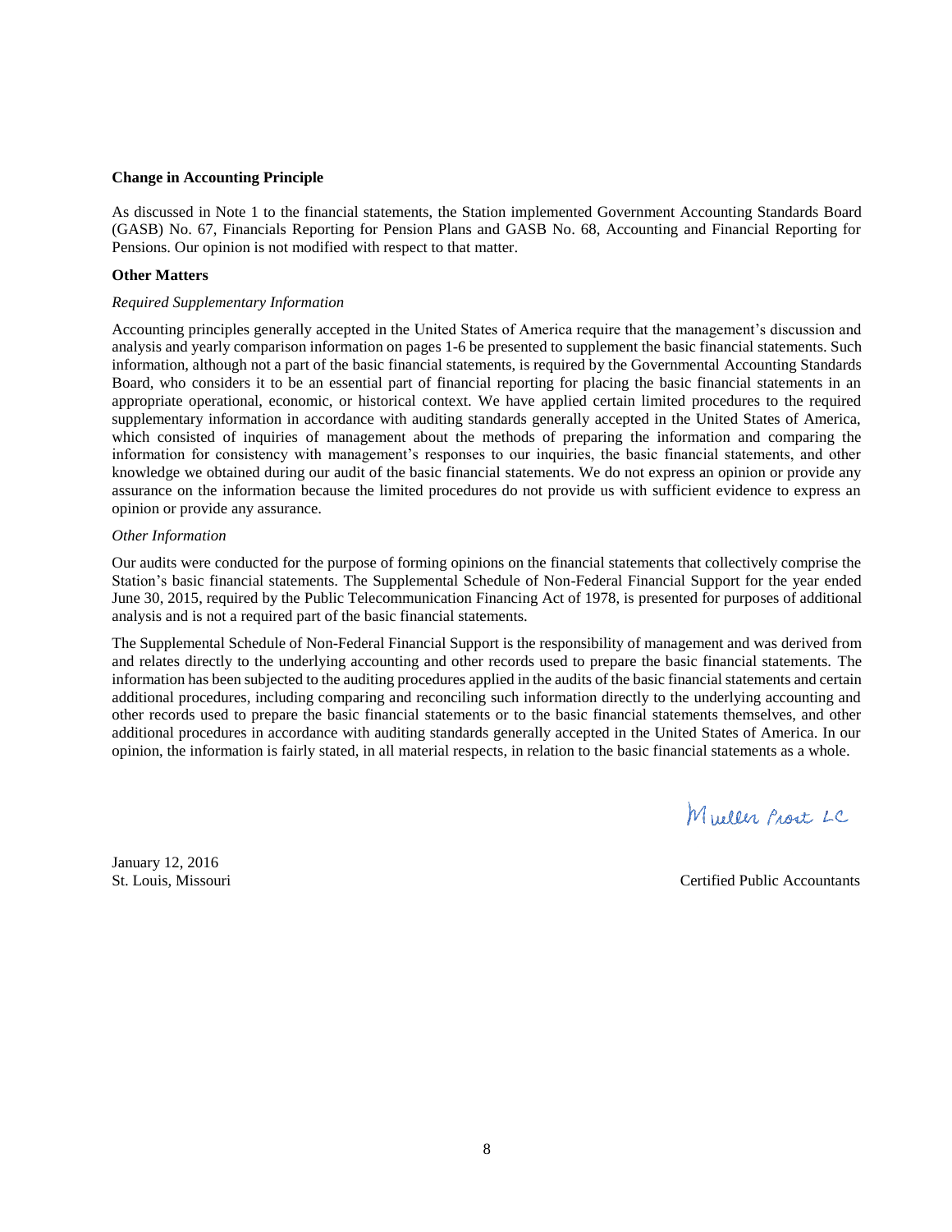**Change in Accounting Principle**

As discussed in Note 1 to the financial statements, the Station implemented Government Accounting Standards Board (GASB) No. 67, Financials Reporting for Pension Plans and GASB No. 68, Accounting and Financial Reporting for Pensions. Our opinion is not modified with respect to that matter.

**Other Matters**

*Required Supplementary Information*

Accounting principles generally accepted in the United States of America require that the management's discussion and analysis and yearly comparison information on pages 1-6 be presented to supplement the basic financial statements. Such information, although not a part of the basic financial statements, is required by the Governmental Accounting Standards Board, who considers it to be an essential part of financial reporting for placing the basic financial statements in an appropriate operational, economic, or historical context. We have applied certain limited procedures to the required supplementary information in accordance with auditing standards generally accepted in the United States of America, which consisted of inquiries of management about the methods of preparing the information and comparing the information for consistency with management's responses to our inquiries, the basic financial statements, and other knowledge we obtained during our audit of the basic financial statements. We do not express an opinion or provide any assurance on the information because the limited procedures do not provide us with sufficient evidence to express an opinion or provide any assurance.

*Other Information*

Our audits were conducted for the purpose of forming opinions on the financial statements that collectively comprise the Station's basic financial statements. The Supplemental Schedule of Non-Federal Financial Support for the year ended June 30, 2015, required by the Public Telecommunication Financing Act of 1978, is presented for purposes of additional analysis and is not a required part of the basic financial statements.

The Supplemental Schedule of Non-Federal Financial Support is the responsibility of management and was derived from and relates directly to the underlying accounting and other records used to prepare the basic financial statements. The information has been subjected to the auditing procedures applied in the audits of the basic financial statements and certain additional procedures, including comparing and reconciling such information directly to the underlying accounting and other records used to prepare the basic financial statements or to the basic financial statements themselves, and other additional procedures in accordance with auditing standards generally accepted in the United States of America. In our opinion, the information is fairly stated, in all material respects, in relation to the basic financial statements as a whole.

Mueller Prost LC

January 12, 2016
St. Louis, Missouri

Certified Public Accountants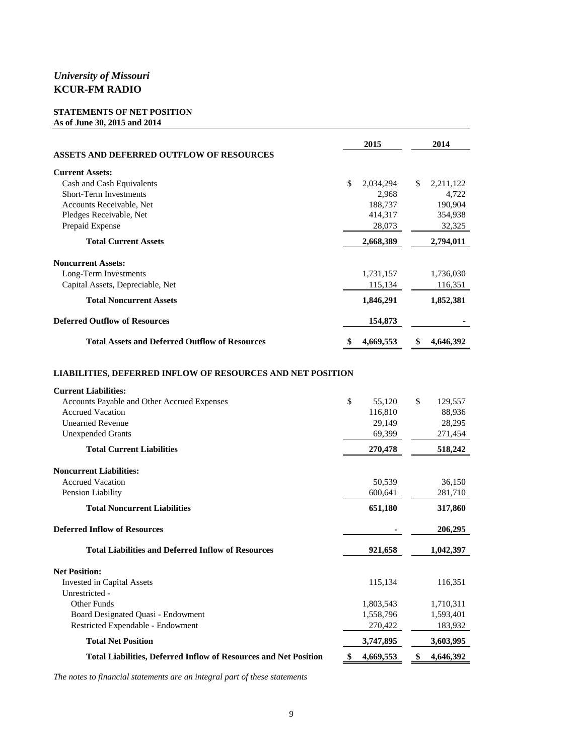*University of Missouri*
**KCUR-FM RADIO**

**STATEMENTS OF NET POSITION**
**As of June 30, 2015 and 2014**

| | 2015 | 2014 |
|---|---|---|
| **ASSETS AND DEFERRED OUTFLOW OF RESOURCES** | | |
| **Current Assets:** | | |
| Cash and Cash Equivalents | $ 2,034,294 | $ 2,211,122 |
| Short-Term Investments | 2,968 | 4,722 |
| Accounts Receivable, Net | 188,737 | 190,904 |
| Pledges Receivable, Net | 414,317 | 354,938 |
| Prepaid Expense | 28,073 | 32,325 |
| **Total Current Assets** | **2,668,389** | **2,794,011** |
| **Noncurrent Assets:** | | |
| Long-Term Investments | 1,731,157 | 1,736,030 |
| Capital Assets, Depreciable, Net | 115,134 | 116,351 |
| **Total Noncurrent Assets** | **1,846,291** | **1,852,381** |
| **Deferred Outflow of Resources** | **154,873** | **-** |
| **Total Assets and Deferred Outflow of Resources** | **$ 4,669,553** | **$ 4,646,392** |
| **LIABILITIES, DEFERRED INFLOW OF RESOURCES AND NET POSITION** | | |
| **Current Liabilities:** | | |
| Accounts Payable and Other Accrued Expenses | $ 55,120 | $ 129,557 |
| Accrued Vacation | 116,810 | 88,936 |
| Unearned Revenue | 29,149 | 28,295 |
| Unexpended Grants | 69,399 | 271,454 |
| **Total Current Liabilities** | **270,478** | **518,242** |
| **Noncurrent Liabilities:** | | |
| Accrued Vacation | 50,539 | 36,150 |
| Pension Liability | 600,641 | 281,710 |
| **Total Noncurrent Liabilities** | **651,180** | **317,860** |
| **Deferred Inflow of Resources** | **-** | **206,295** |
| **Total Liabilities and Deferred Inflow of Resources** | **921,658** | **1,042,397** |
| **Net Position:** | | |
| Invested in Capital Assets | 115,134 | 116,351 |
| Unrestricted - | | |
| Other Funds | 1,803,543 | 1,710,311 |
| Board Designated Quasi - Endowment | 1,558,796 | 1,593,401 |
| Restricted Expendable - Endowment | 270,422 | 183,932 |
| **Total Net Position** | **3,747,895** | **3,603,995** |
| **Total Liabilities, Deferred Inflow of Resources and Net Position** | **$ 4,669,553** | **$ 4,646,392** |

*The notes to financial statements are an integral part of these statements*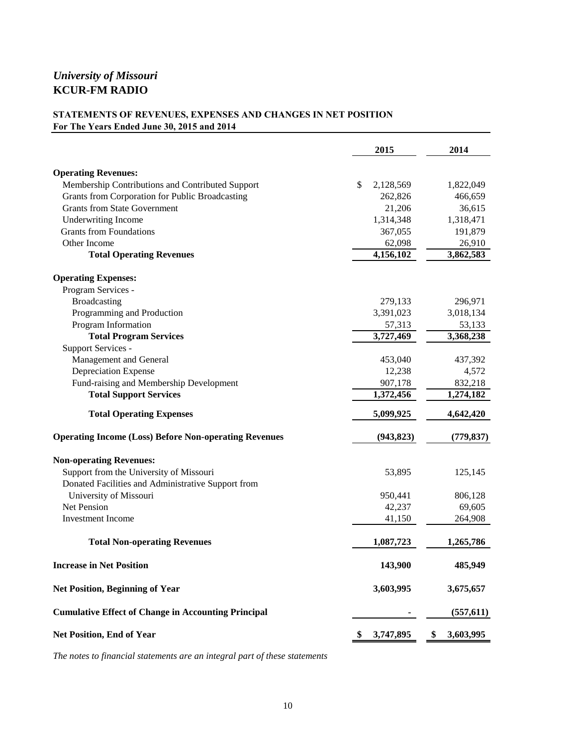# *University of Missouri*
# KCUR-FM RADIO

## STATEMENTS OF REVENUES, EXPENSES AND CHANGES IN NET POSITION
**For The Years Ended June 30, 2015 and 2014**

| | 2015 | 2014 |
|---|---|---|
| **Operating Revenues:** | | |
| Membership Contributions and Contributed Support | $ 2,128,569 | 1,822,049 |
| Grants from Corporation for Public Broadcasting | 262,826 | 466,659 |
| Grants from State Government | 21,206 | 36,615 |
| Underwriting Income | 1,314,348 | 1,318,471 |
| Grants from Foundations | 367,055 | 191,879 |
| Other Income | 62,098 | 26,910 |
| **Total Operating Revenues** | **4,156,102** | **3,862,583** |
| **Operating Expenses:** | | |
| Program Services - | | |
| Broadcasting | 279,133 | 296,971 |
| Programming and Production | 3,391,023 | 3,018,134 |
| Program Information | 57,313 | 53,133 |
| **Total Program Services** | **3,727,469** | **3,368,238** |
| Support Services - | | |
| Management and General | 453,040 | 437,392 |
| Depreciation Expense | 12,238 | 4,572 |
| Fund-raising and Membership Development | 907,178 | 832,218 |
| **Total Support Services** | **1,372,456** | **1,274,182** |
| **Total Operating Expenses** | **5,099,925** | **4,642,420** |
| **Operating Income (Loss) Before Non-operating Revenues** | **(943,823)** | **(779,837)** |
| **Non-operating Revenues:** | | |
| Support from the University of Missouri | 53,895 | 125,145 |
| Donated Facilities and Administrative Support from University of Missouri | 950,441 | 806,128 |
| Net Pension | 42,237 | 69,605 |
| Investment Income | 41,150 | 264,908 |
| **Total Non-operating Revenues** | **1,087,723** | **1,265,786** |
| **Increase in Net Position** | **143,900** | **485,949** |
| **Net Position, Beginning of Year** | **3,603,995** | **3,675,657** |
| **Cumulative Effect of Change in Accounting Principal** | **-** | **(557,611)** |
| **Net Position, End of Year** | **$ 3,747,895** | **$ 3,603,995** |

*The notes to financial statements are an integral part of these statements*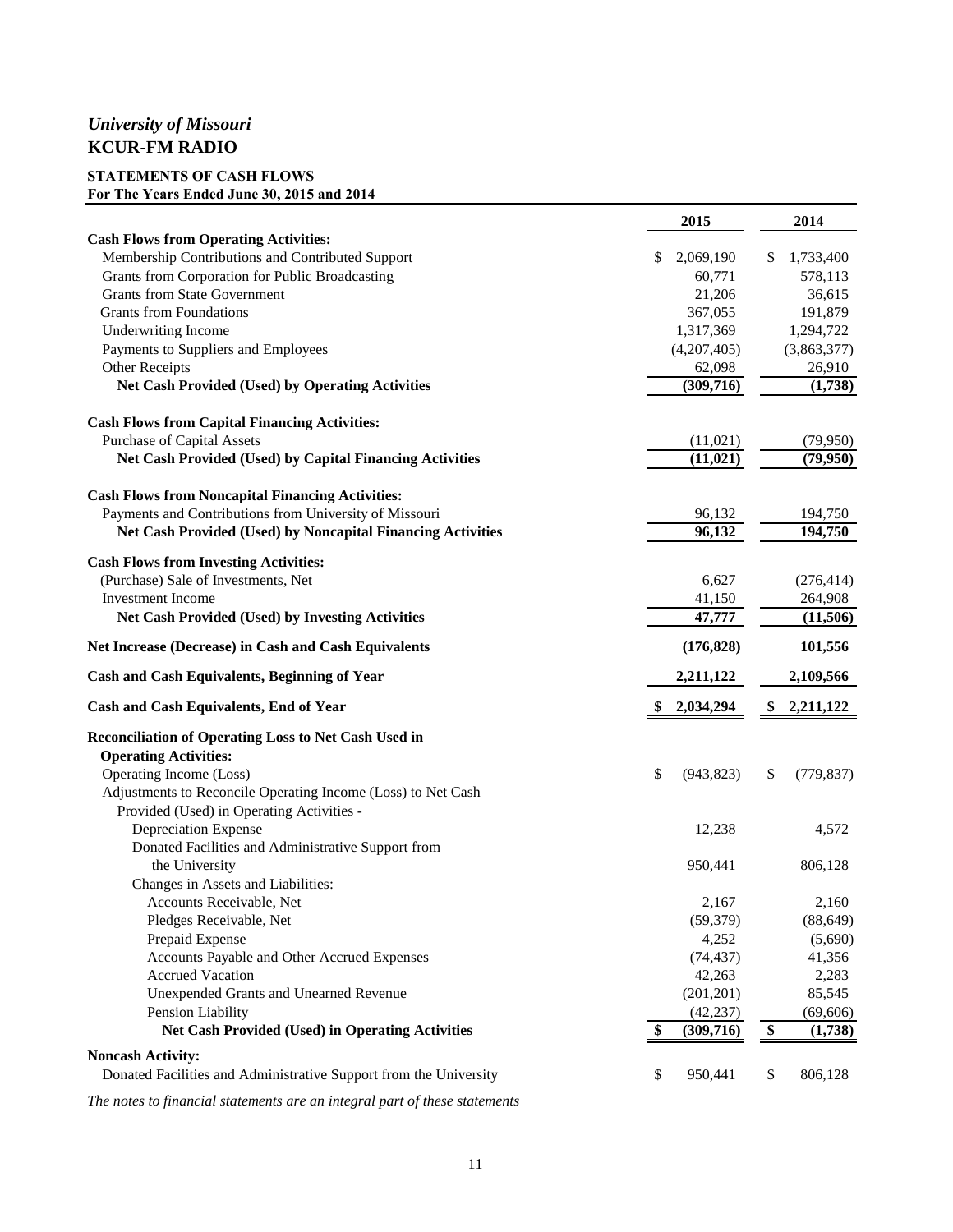*University of Missouri*

# KCUR-FM RADIO

## STATEMENTS OF CASH FLOWS

**For The Years Ended June 30, 2015 and 2014**

| | 2015 | 2014 |
|---|---|---|
| **Cash Flows from Operating Activities:** | | |
| Membership Contributions and Contributed Support | $ 2,069,190 | $ 1,733,400 |
| Grants from Corporation for Public Broadcasting | 60,771 | 578,113 |
| Grants from State Government | 21,206 | 36,615 |
| Grants from Foundations | 367,055 | 191,879 |
| Underwriting Income | 1,317,369 | 1,294,722 |
| Payments to Suppliers and Employees | (4,207,405) | (3,863,377) |
| Other Receipts | 62,098 | 26,910 |
| **Net Cash Provided (Used) by Operating Activities** | **(309,716)** | **(1,738)** |
| **Cash Flows from Capital Financing Activities:** | | |
| Purchase of Capital Assets | (11,021) | (79,950) |
| **Net Cash Provided (Used) by Capital Financing Activities** | **(11,021)** | **(79,950)** |
| **Cash Flows from Noncapital Financing Activities:** | | |
| Payments and Contributions from University of Missouri | 96,132 | 194,750 |
| **Net Cash Provided (Used) by Noncapital Financing Activities** | **96,132** | **194,750** |
| **Cash Flows from Investing Activities:** | | |
| (Purchase) Sale of Investments, Net | 6,627 | (276,414) |
| Investment Income | 41,150 | 264,908 |
| **Net Cash Provided (Used) by Investing Activities** | **47,777** | **(11,506)** |
| **Net Increase (Decrease) in Cash and Cash Equivalents** | **(176,828)** | **101,556** |
| **Cash and Cash Equivalents, Beginning of Year** | **2,211,122** | **2,109,566** |
| **Cash and Cash Equivalents, End of Year** | **$ 2,034,294** | **$ 2,211,122** |
| **Reconciliation of Operating Loss to Net Cash Used in Operating Activities:** | | |
| Operating Income (Loss) | $ (943,823) | $ (779,837) |
| Adjustments to Reconcile Operating Income (Loss) to Net Cash Provided (Used) in Operating Activities - | | |
| Depreciation Expense | 12,238 | 4,572 |
| Donated Facilities and Administrative Support from the University | 950,441 | 806,128 |
| Changes in Assets and Liabilities: | | |
| Accounts Receivable, Net | 2,167 | 2,160 |
| Pledges Receivable, Net | (59,379) | (88,649) |
| Prepaid Expense | 4,252 | (5,690) |
| Accounts Payable and Other Accrued Expenses | (74,437) | 41,356 |
| Accrued Vacation | 42,263 | 2,283 |
| Unexpended Grants and Unearned Revenue | (201,201) | 85,545 |
| Pension Liability | (42,237) | (69,606) |
| **Net Cash Provided (Used) in Operating Activities** | **$ (309,716)** | **$ (1,738)** |
| **Noncash Activity:** | | |
| Donated Facilities and Administrative Support from the University | $ 950,441 | $ 806,128 |

*The notes to financial statements are an integral part of these statements*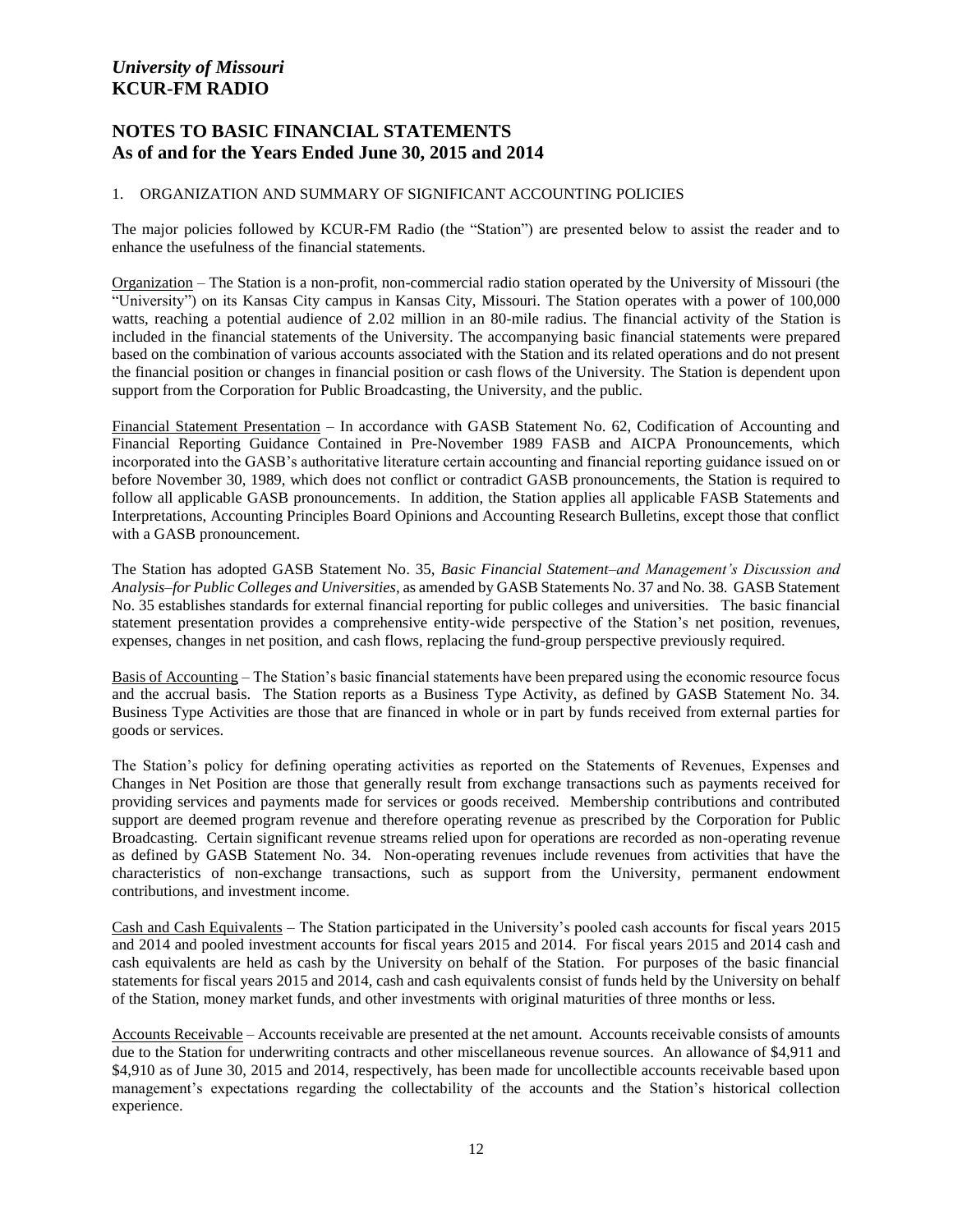# *University of Missouri*
# KCUR-FM RADIO

## NOTES TO BASIC FINANCIAL STATEMENTS
## As of and for the Years Ended June 30, 2015 and 2014

1. ORGANIZATION AND SUMMARY OF SIGNIFICANT ACCOUNTING POLICIES

The major policies followed by KCUR-FM Radio (the "Station") are presented below to assist the reader and to enhance the usefulness of the financial statements.

Organization – The Station is a non-profit, non-commercial radio station operated by the University of Missouri (the "University") on its Kansas City campus in Kansas City, Missouri. The Station operates with a power of 100,000 watts, reaching a potential audience of 2.02 million in an 80-mile radius. The financial activity of the Station is included in the financial statements of the University. The accompanying basic financial statements were prepared based on the combination of various accounts associated with the Station and its related operations and do not present the financial position or changes in financial position or cash flows of the University. The Station is dependent upon support from the Corporation for Public Broadcasting, the University, and the public.

Financial Statement Presentation – In accordance with GASB Statement No. 62, Codification of Accounting and Financial Reporting Guidance Contained in Pre-November 1989 FASB and AICPA Pronouncements, which incorporated into the GASB's authoritative literature certain accounting and financial reporting guidance issued on or before November 30, 1989, which does not conflict or contradict GASB pronouncements, the Station is required to follow all applicable GASB pronouncements. In addition, the Station applies all applicable FASB Statements and Interpretations, Accounting Principles Board Opinions and Accounting Research Bulletins, except those that conflict with a GASB pronouncement.

The Station has adopted GASB Statement No. 35, *Basic Financial Statement–and Management's Discussion and Analysis–for Public Colleges and Universities*, as amended by GASB Statements No. 37 and No. 38. GASB Statement No. 35 establishes standards for external financial reporting for public colleges and universities. The basic financial statement presentation provides a comprehensive entity-wide perspective of the Station's net position, revenues, expenses, changes in net position, and cash flows, replacing the fund-group perspective previously required.

Basis of Accounting – The Station's basic financial statements have been prepared using the economic resource focus and the accrual basis. The Station reports as a Business Type Activity, as defined by GASB Statement No. 34. Business Type Activities are those that are financed in whole or in part by funds received from external parties for goods or services.

The Station's policy for defining operating activities as reported on the Statements of Revenues, Expenses and Changes in Net Position are those that generally result from exchange transactions such as payments received for providing services and payments made for services or goods received. Membership contributions and contributed support are deemed program revenue and therefore operating revenue as prescribed by the Corporation for Public Broadcasting. Certain significant revenue streams relied upon for operations are recorded as non-operating revenue as defined by GASB Statement No. 34. Non-operating revenues include revenues from activities that have the characteristics of non-exchange transactions, such as support from the University, permanent endowment contributions, and investment income.

Cash and Cash Equivalents – The Station participated in the University's pooled cash accounts for fiscal years 2015 and 2014 and pooled investment accounts for fiscal years 2015 and 2014. For fiscal years 2015 and 2014 cash and cash equivalents are held as cash by the University on behalf of the Station. For purposes of the basic financial statements for fiscal years 2015 and 2014, cash and cash equivalents consist of funds held by the University on behalf of the Station, money market funds, and other investments with original maturities of three months or less.

Accounts Receivable – Accounts receivable are presented at the net amount. Accounts receivable consists of amounts due to the Station for underwriting contracts and other miscellaneous revenue sources. An allowance of $4,911 and $4,910 as of June 30, 2015 and 2014, respectively, has been made for uncollectible accounts receivable based upon management's expectations regarding the collectability of the accounts and the Station's historical collection experience.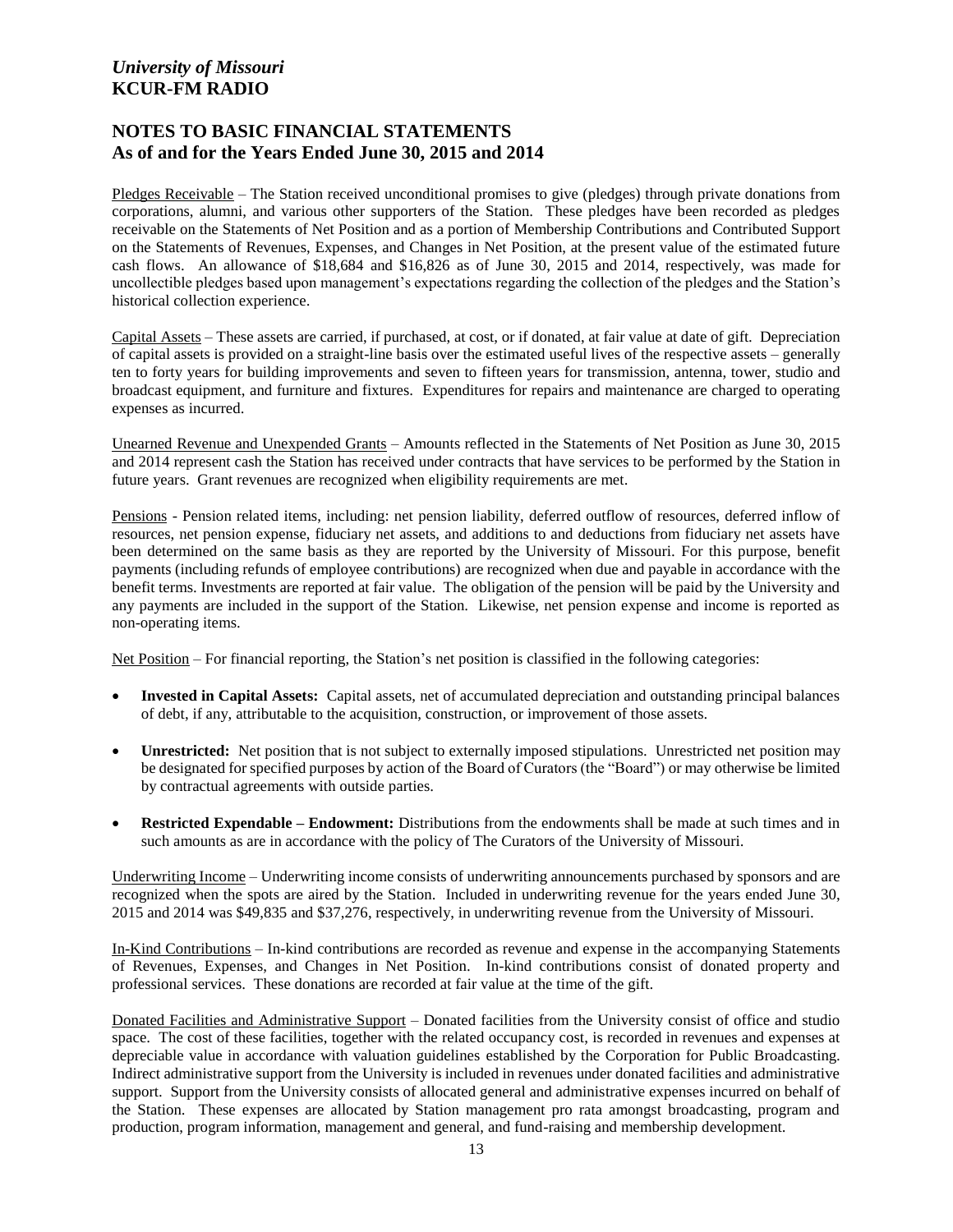Pledges Receivable – The Station received unconditional promises to give (pledges) through private donations from corporations, alumni, and various other supporters of the Station. These pledges have been recorded as pledges receivable on the Statements of Net Position and as a portion of Membership Contributions and Contributed Support on the Statements of Revenues, Expenses, and Changes in Net Position, at the present value of the estimated future cash flows. An allowance of $18,684 and $16,826 as of June 30, 2015 and 2014, respectively, was made for uncollectible pledges based upon management's expectations regarding the collection of the pledges and the Station's historical collection experience.

Capital Assets – These assets are carried, if purchased, at cost, or if donated, at fair value at date of gift. Depreciation of capital assets is provided on a straight-line basis over the estimated useful lives of the respective assets – generally ten to forty years for building improvements and seven to fifteen years for transmission, antenna, tower, studio and broadcast equipment, and furniture and fixtures. Expenditures for repairs and maintenance are charged to operating expenses as incurred.

Unearned Revenue and Unexpended Grants – Amounts reflected in the Statements of Net Position as June 30, 2015 and 2014 represent cash the Station has received under contracts that have services to be performed by the Station in future years. Grant revenues are recognized when eligibility requirements are met.

Pensions - Pension related items, including: net pension liability, deferred outflow of resources, deferred inflow of resources, net pension expense, fiduciary net assets, and additions to and deductions from fiduciary net assets have been determined on the same basis as they are reported by the University of Missouri. For this purpose, benefit payments (including refunds of employee contributions) are recognized when due and payable in accordance with the benefit terms. Investments are reported at fair value. The obligation of the pension will be paid by the University and any payments are included in the support of the Station. Likewise, net pension expense and income is reported as non-operating items.

Net Position – For financial reporting, the Station's net position is classified in the following categories:

- **Invested in Capital Assets:** Capital assets, net of accumulated depreciation and outstanding principal balances of debt, if any, attributable to the acquisition, construction, or improvement of those assets.
- **Unrestricted:** Net position that is not subject to externally imposed stipulations. Unrestricted net position may be designated for specified purposes by action of the Board of Curators (the "Board") or may otherwise be limited by contractual agreements with outside parties.
- **Restricted Expendable – Endowment:** Distributions from the endowments shall be made at such times and in such amounts as are in accordance with the policy of The Curators of the University of Missouri.

Underwriting Income – Underwriting income consists of underwriting announcements purchased by sponsors and are recognized when the spots are aired by the Station. Included in underwriting revenue for the years ended June 30, 2015 and 2014 was $49,835 and $37,276, respectively, in underwriting revenue from the University of Missouri.

In-Kind Contributions – In-kind contributions are recorded as revenue and expense in the accompanying Statements of Revenues, Expenses, and Changes in Net Position. In-kind contributions consist of donated property and professional services. These donations are recorded at fair value at the time of the gift.

Donated Facilities and Administrative Support – Donated facilities from the University consist of office and studio space. The cost of these facilities, together with the related occupancy cost, is recorded in revenues and expenses at depreciable value in accordance with valuation guidelines established by the Corporation for Public Broadcasting. Indirect administrative support from the University is included in revenues under donated facilities and administrative support. Support from the University consists of allocated general and administrative expenses incurred on behalf of the Station. These expenses are allocated by Station management pro rata amongst broadcasting, program and production, program information, management and general, and fund-raising and membership development.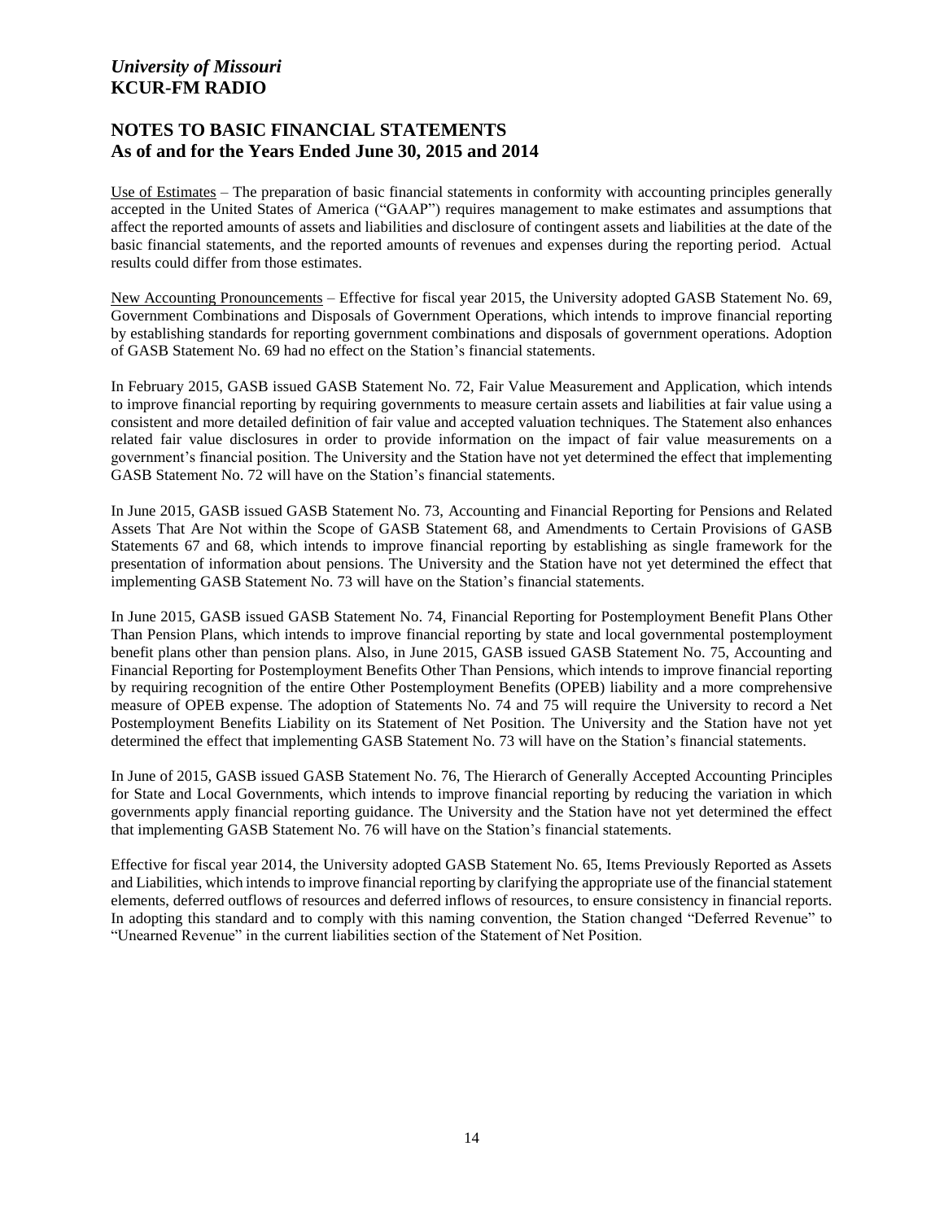*University of Missouri*
**KCUR-FM RADIO**

## NOTES TO BASIC FINANCIAL STATEMENTS
## As of and for the Years Ended June 30, 2015 and 2014

Use of Estimates – The preparation of basic financial statements in conformity with accounting principles generally accepted in the United States of America ("GAAP") requires management to make estimates and assumptions that affect the reported amounts of assets and liabilities and disclosure of contingent assets and liabilities at the date of the basic financial statements, and the reported amounts of revenues and expenses during the reporting period. Actual results could differ from those estimates.

New Accounting Pronouncements – Effective for fiscal year 2015, the University adopted GASB Statement No. 69, Government Combinations and Disposals of Government Operations, which intends to improve financial reporting by establishing standards for reporting government combinations and disposals of government operations. Adoption of GASB Statement No. 69 had no effect on the Station's financial statements.

In February 2015, GASB issued GASB Statement No. 72, Fair Value Measurement and Application, which intends to improve financial reporting by requiring governments to measure certain assets and liabilities at fair value using a consistent and more detailed definition of fair value and accepted valuation techniques. The Statement also enhances related fair value disclosures in order to provide information on the impact of fair value measurements on a government's financial position. The University and the Station have not yet determined the effect that implementing GASB Statement No. 72 will have on the Station's financial statements.

In June 2015, GASB issued GASB Statement No. 73, Accounting and Financial Reporting for Pensions and Related Assets That Are Not within the Scope of GASB Statement 68, and Amendments to Certain Provisions of GASB Statements 67 and 68, which intends to improve financial reporting by establishing as single framework for the presentation of information about pensions. The University and the Station have not yet determined the effect that implementing GASB Statement No. 73 will have on the Station's financial statements.

In June 2015, GASB issued GASB Statement No. 74, Financial Reporting for Postemployment Benefit Plans Other Than Pension Plans, which intends to improve financial reporting by state and local governmental postemployment benefit plans other than pension plans. Also, in June 2015, GASB issued GASB Statement No. 75, Accounting and Financial Reporting for Postemployment Benefits Other Than Pensions, which intends to improve financial reporting by requiring recognition of the entire Other Postemployment Benefits (OPEB) liability and a more comprehensive measure of OPEB expense. The adoption of Statements No. 74 and 75 will require the University to record a Net Postemployment Benefits Liability on its Statement of Net Position. The University and the Station have not yet determined the effect that implementing GASB Statement No. 73 will have on the Station's financial statements.

In June of 2015, GASB issued GASB Statement No. 76, The Hierarch of Generally Accepted Accounting Principles for State and Local Governments, which intends to improve financial reporting by reducing the variation in which governments apply financial reporting guidance. The University and the Station have not yet determined the effect that implementing GASB Statement No. 76 will have on the Station's financial statements.

Effective for fiscal year 2014, the University adopted GASB Statement No. 65, Items Previously Reported as Assets and Liabilities, which intends to improve financial reporting by clarifying the appropriate use of the financial statement elements, deferred outflows of resources and deferred inflows of resources, to ensure consistency in financial reports. In adopting this standard and to comply with this naming convention, the Station changed "Deferred Revenue" to "Unearned Revenue" in the current liabilities section of the Statement of Net Position.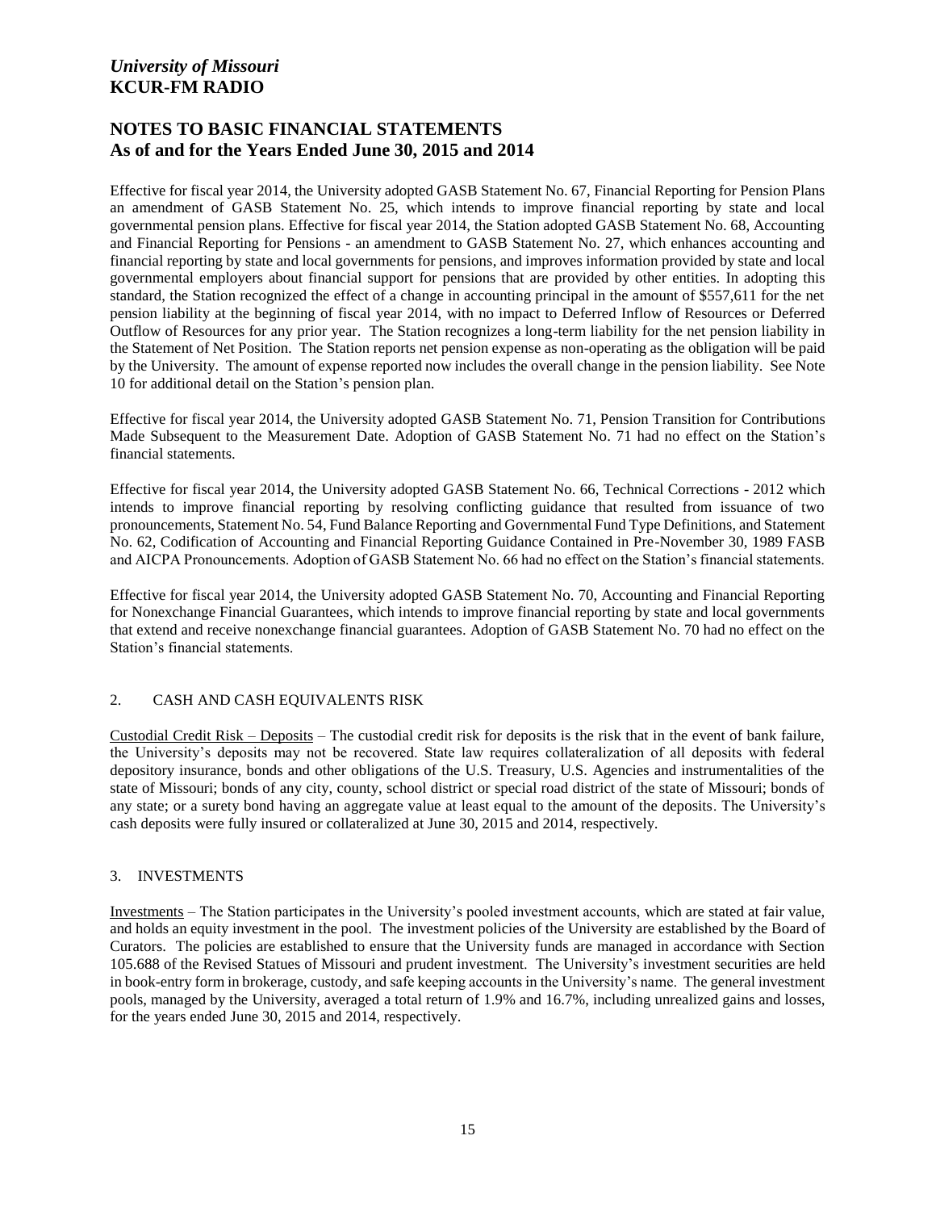Effective for fiscal year 2014, the University adopted GASB Statement No. 67, Financial Reporting for Pension Plans an amendment of GASB Statement No. 25, which intends to improve financial reporting by state and local governmental pension plans. Effective for fiscal year 2014, the Station adopted GASB Statement No. 68, Accounting and Financial Reporting for Pensions - an amendment to GASB Statement No. 27, which enhances accounting and financial reporting by state and local governments for pensions, and improves information provided by state and local governmental employers about financial support for pensions that are provided by other entities. In adopting this standard, the Station recognized the effect of a change in accounting principal in the amount of $557,611 for the net pension liability at the beginning of fiscal year 2014, with no impact to Deferred Inflow of Resources or Deferred Outflow of Resources for any prior year. The Station recognizes a long-term liability for the net pension liability in the Statement of Net Position. The Station reports net pension expense as non-operating as the obligation will be paid by the University. The amount of expense reported now includes the overall change in the pension liability. See Note 10 for additional detail on the Station's pension plan.

Effective for fiscal year 2014, the University adopted GASB Statement No. 71, Pension Transition for Contributions Made Subsequent to the Measurement Date. Adoption of GASB Statement No. 71 had no effect on the Station's financial statements.

Effective for fiscal year 2014, the University adopted GASB Statement No. 66, Technical Corrections - 2012 which intends to improve financial reporting by resolving conflicting guidance that resulted from issuance of two pronouncements, Statement No. 54, Fund Balance Reporting and Governmental Fund Type Definitions, and Statement No. 62, Codification of Accounting and Financial Reporting Guidance Contained in Pre-November 30, 1989 FASB and AICPA Pronouncements. Adoption of GASB Statement No. 66 had no effect on the Station's financial statements.

Effective for fiscal year 2014, the University adopted GASB Statement No. 70, Accounting and Financial Reporting for Nonexchange Financial Guarantees, which intends to improve financial reporting by state and local governments that extend and receive nonexchange financial guarantees. Adoption of GASB Statement No. 70 had no effect on the Station's financial statements.

## 2. CASH AND CASH EQUIVALENTS RISK

Custodial Credit Risk – Deposits – The custodial credit risk for deposits is the risk that in the event of bank failure, the University's deposits may not be recovered. State law requires collateralization of all deposits with federal depository insurance, bonds and other obligations of the U.S. Treasury, U.S. Agencies and instrumentalities of the state of Missouri; bonds of any city, county, school district or special road district of the state of Missouri; bonds of any state; or a surety bond having an aggregate value at least equal to the amount of the deposits. The University's cash deposits were fully insured or collateralized at June 30, 2015 and 2014, respectively.

## 3. INVESTMENTS

Investments – The Station participates in the University's pooled investment accounts, which are stated at fair value, and holds an equity investment in the pool. The investment policies of the University are established by the Board of Curators. The policies are established to ensure that the University funds are managed in accordance with Section 105.688 of the Revised Statues of Missouri and prudent investment. The University's investment securities are held in book-entry form in brokerage, custody, and safe keeping accounts in the University's name. The general investment pools, managed by the University, averaged a total return of 1.9% and 16.7%, including unrealized gains and losses, for the years ended June 30, 2015 and 2014, respectively.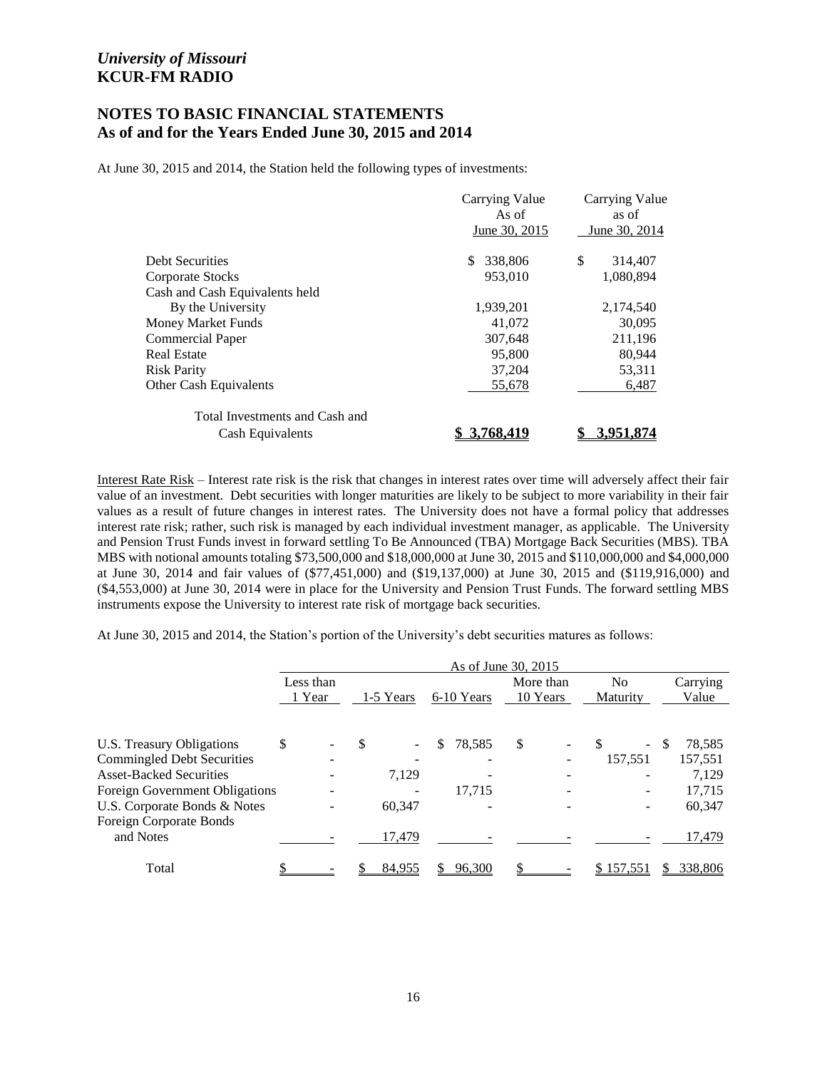*University of Missouri*
**KCUR-FM RADIO**

## NOTES TO BASIC FINANCIAL STATEMENTS
## As of and for the Years Ended June 30, 2015 and 2014

At June 30, 2015 and 2014, the Station held the following types of investments:

| | Carrying Value As of June 30, 2015 | Carrying Value as of June 30, 2014 |
|---|---|---|
| Debt Securities | $ 338,806 | $ 314,407 |
| Corporate Stocks | 953,010 | 1,080,894 |
| Cash and Cash Equivalents held By the University | 1,939,201 | 2,174,540 |
| Money Market Funds | 41,072 | 30,095 |
| Commercial Paper | 307,648 | 211,196 |
| Real Estate | 95,800 | 80,944 |
| Risk Parity | 37,204 | 53,311 |
| Other Cash Equivalents | 55,678 | 6,487 |
| Total Investments and Cash and Cash Equivalents | **$ 3,768,419** | **$ 3,951,874** |

Interest Rate Risk – Interest rate risk is the risk that changes in interest rates over time will adversely affect their fair value of an investment. Debt securities with longer maturities are likely to be subject to more variability in their fair values as a result of future changes in interest rates. The University does not have a formal policy that addresses interest rate risk; rather, such risk is managed by each individual investment manager, as applicable. The University and Pension Trust Funds invest in forward settling To Be Announced (TBA) Mortgage Back Securities (MBS). TBA MBS with notional amounts totaling $73,500,000 and $18,000,000 at June 30, 2015 and $110,000,000 and $4,000,000 at June 30, 2014 and fair values of ($77,451,000) and ($19,137,000) at June 30, 2015 and ($119,916,000) and ($4,553,000) at June 30, 2014 were in place for the University and Pension Trust Funds. The forward settling MBS instruments expose the University to interest rate risk of mortgage back securities.

At June 30, 2015 and 2014, the Station's portion of the University's debt securities matures as follows:

| | As of June 30, 2015 | | | | | |
|---|---|---|---|---|---|---|
| | Less than 1 Year | 1-5 Years | 6-10 Years | More than 10 Years | No Maturity | Carrying Value |
| U.S. Treasury Obligations | $ - | $ - | $ 78,585 | $ - | $ - | $ 78,585 |
| Commingled Debt Securities | - | - | - | - | 157,551 | 157,551 |
| Asset-Backed Securities | - | 7,129 | - | - | - | 7,129 |
| Foreign Government Obligations | - | - | 17,715 | - | - | 17,715 |
| U.S. Corporate Bonds & Notes | - | 60,347 | - | - | - | 60,347 |
| Foreign Corporate Bonds and Notes | - | 17,479 | - | - | - | 17,479 |
| Total | $ - | $ 84,955 | $ 96,300 | $ - | $ 157,551 | $ 338,806 |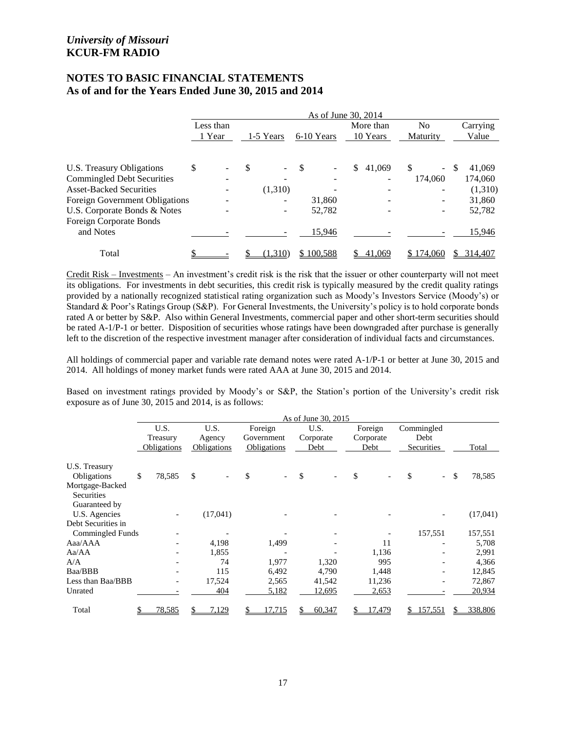*University of Missouri*
**KCUR-FM RADIO**

## NOTES TO BASIC FINANCIAL STATEMENTS
## As of and for the Years Ended June 30, 2015 and 2014

| | As of June 30, 2014 | | | | | |
|---|---|---|---|---|---|---|
| | Less than 1 Year | 1-5 Years | 6-10 Years | More than 10 Years | No Maturity | Carrying Value |
| U.S. Treasury Obligations | $ - | $ - | $ - | $ 41,069 | $ - | $ 41,069 |
| Commingled Debt Securities | - | - | - | - | 174,060 | 174,060 |
| Asset-Backed Securities | - | (1,310) | - | - | - | (1,310) |
| Foreign Government Obligations | - | - | 31,860 | - | - | 31,860 |
| U.S. Corporate Bonds & Notes | - | - | 52,782 | - | - | 52,782 |
| Foreign Corporate Bonds and Notes | - | - | 15,946 | - | - | 15,946 |
| Total | $ - | $ (1,310) | $ 100,588 | $ 41,069 | $ 174,060 | $ 314,407 |

Credit Risk – Investments – An investment's credit risk is the risk that the issuer or other counterparty will not meet its obligations. For investments in debt securities, this credit risk is typically measured by the credit quality ratings provided by a nationally recognized statistical rating organization such as Moody's Investors Service (Moody's) or Standard & Poor's Ratings Group (S&P). For General Investments, the University's policy is to hold corporate bonds rated A or better by S&P. Also within General Investments, commercial paper and other short-term securities should be rated A-1/P-1 or better. Disposition of securities whose ratings have been downgraded after purchase is generally left to the discretion of the respective investment manager after consideration of individual facts and circumstances.

All holdings of commercial paper and variable rate demand notes were rated A-1/P-1 or better at June 30, 2015 and 2014. All holdings of money market funds were rated AAA at June 30, 2015 and 2014.

Based on investment ratings provided by Moody's or S&P, the Station's portion of the University's credit risk exposure as of June 30, 2015 and 2014, is as follows:

| | As of June 30, 2015 | | | | | | |
|---|---|---|---|---|---|---|---|
| | U.S. Treasury Obligations | U.S. Agency Obligations | Foreign Government Obligations | U.S. Corporate Debt | Foreign Corporate Debt | Commingled Debt Securities | Total |
| U.S. Treasury Obligations | $ 78,585 | $ - | $ - | $ - | $ - | $ - | $ 78,585 |
| Mortgage-Backed Securities Guaranteed by U.S. Agencies | - | (17,041) | - | - | - | - | (17,041) |
| Debt Securities in Commingled Funds | - | - | - | - | - | 157,551 | 157,551 |
| Aaa/AAA | - | 4,198 | 1,499 | - | 11 | - | 5,708 |
| Aa/AA | - | 1,855 | - | - | 1,136 | - | 2,991 |
| A/A | - | 74 | 1,977 | 1,320 | 995 | - | 4,366 |
| Baa/BBB | - | 115 | 6,492 | 4,790 | 1,448 | - | 12,845 |
| Less than Baa/BBB | - | 17,524 | 2,565 | 41,542 | 11,236 | - | 72,867 |
| Unrated | - | 404 | 5,182 | 12,695 | 2,653 | - | 20,934 |
| Total | $ 78,585 | $ 7,129 | $ 17,715 | $ 60,347 | $ 17,479 | $ 157,551 | $ 338,806 |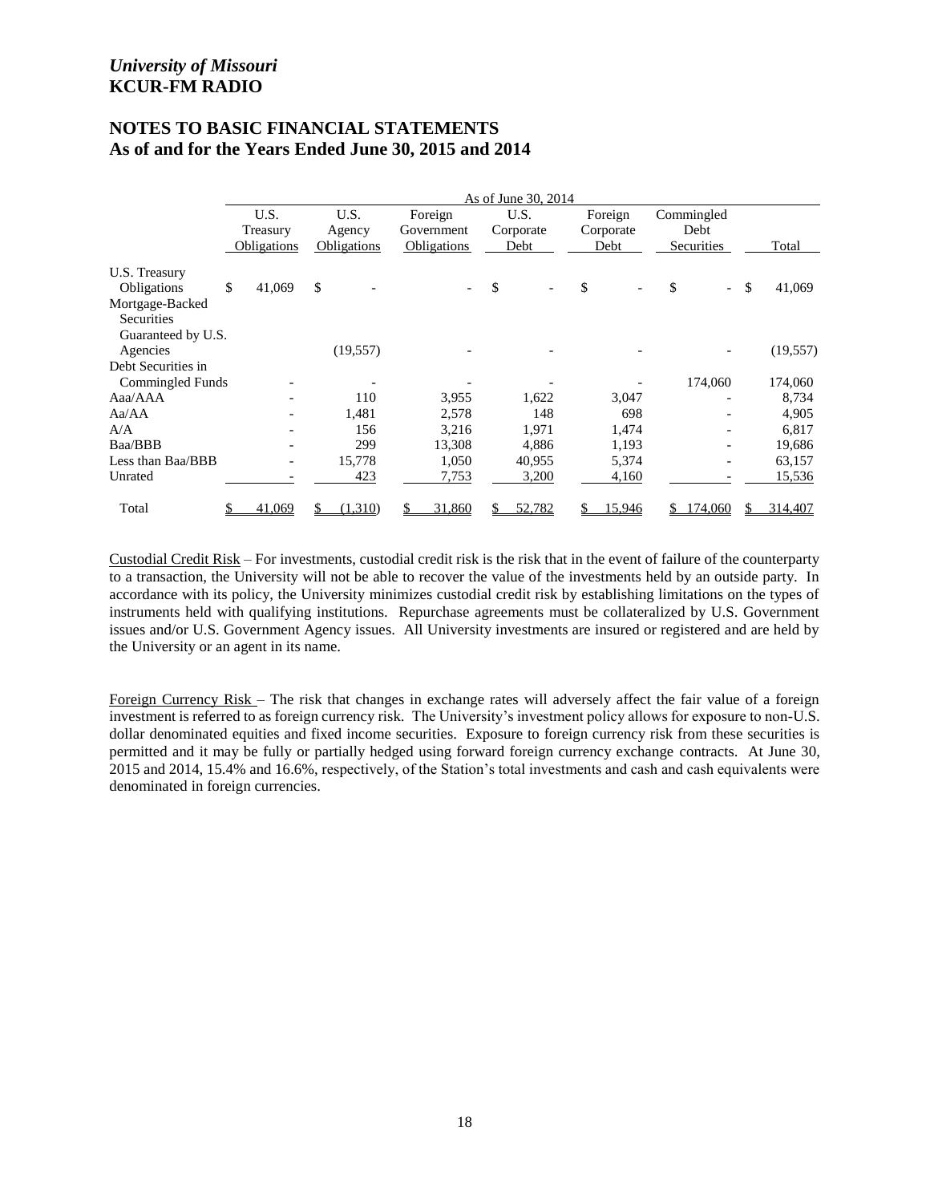*University of Missouri*
**KCUR-FM RADIO**

## NOTES TO BASIC FINANCIAL STATEMENTS
## As of and for the Years Ended June 30, 2015 and 2014

| | As of June 30, 2014 | | | | | | |
|---|---|---|---|---|---|---|---|
| | U.S. Treasury Obligations | U.S. Agency Obligations | Foreign Government Obligations | U.S. Corporate Debt | Foreign Corporate Debt | Commingled Debt Securities | Total |
| U.S. Treasury Obligations | $ 41,069 | $ - | - | $ - | $ - | $ - | $ 41,069 |
| Mortgage-Backed Securities Guaranteed by U.S. Agencies | | (19,557) | - | - | - | - | (19,557) |
| Debt Securities in Commingled Funds | - | - | - | - | - | 174,060 | 174,060 |
| Aaa/AAA | - | 110 | 3,955 | 1,622 | 3,047 | - | 8,734 |
| Aa/AA | - | 1,481 | 2,578 | 148 | 698 | - | 4,905 |
| A/A | - | 156 | 3,216 | 1,971 | 1,474 | - | 6,817 |
| Baa/BBB | - | 299 | 13,308 | 4,886 | 1,193 | - | 19,686 |
| Less than Baa/BBB | - | 15,778 | 1,050 | 40,955 | 5,374 | - | 63,157 |
| Unrated | - | 423 | 7,753 | 3,200 | 4,160 | - | 15,536 |
| Total | $ 41,069 | $ (1,310) | $ 31,860 | $ 52,782 | $ 15,946 | $ 174,060 | $ 314,407 |

Custodial Credit Risk – For investments, custodial credit risk is the risk that in the event of failure of the counterparty to a transaction, the University will not be able to recover the value of the investments held by an outside party. In accordance with its policy, the University minimizes custodial credit risk by establishing limitations on the types of instruments held with qualifying institutions. Repurchase agreements must be collateralized by U.S. Government issues and/or U.S. Government Agency issues. All University investments are insured or registered and are held by the University or an agent in its name.

Foreign Currency Risk – The risk that changes in exchange rates will adversely affect the fair value of a foreign investment is referred to as foreign currency risk. The University's investment policy allows for exposure to non-U.S. dollar denominated equities and fixed income securities. Exposure to foreign currency risk from these securities is permitted and it may be fully or partially hedged using forward foreign currency exchange contracts. At June 30, 2015 and 2014, 15.4% and 16.6%, respectively, of the Station's total investments and cash and cash equivalents were denominated in foreign currencies.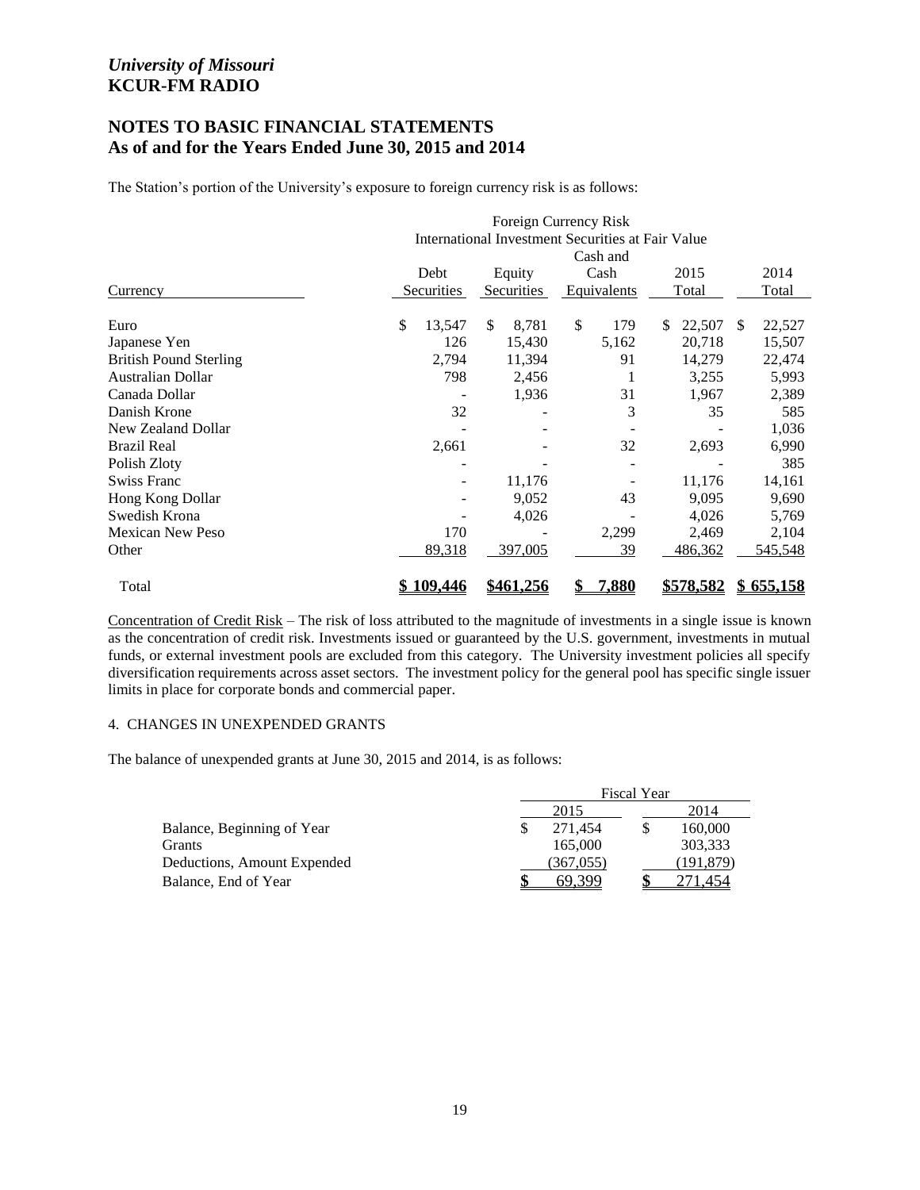*University of Missouri*
**KCUR-FM RADIO**

## NOTES TO BASIC FINANCIAL STATEMENTS
## As of and for the Years Ended June 30, 2015 and 2014

The Station's portion of the University's exposure to foreign currency risk is as follows:

| | Foreign Currency Risk International Investment Securities at Fair Value | | | | |
|---|---|---|---|---|---|
| Currency | Debt Securities | Equity Securities | Cash and Cash Equivalents | 2015 Total | 2014 Total |
| Euro | $ 13,547 | $ 8,781 | $ 179 | $ 22,507 | $ 22,527 |
| Japanese Yen | 126 | 15,430 | 5,162 | 20,718 | 15,507 |
| British Pound Sterling | 2,794 | 11,394 | 91 | 14,279 | 22,474 |
| Australian Dollar | 798 | 2,456 | 1 | 3,255 | 5,993 |
| Canada Dollar | - | 1,936 | 31 | 1,967 | 2,389 |
| Danish Krone | 32 | - | 3 | 35 | 585 |
| New Zealand Dollar | - | - | - | - | 1,036 |
| Brazil Real | 2,661 | - | 32 | 2,693 | 6,990 |
| Polish Zloty | - | - | - | - | 385 |
| Swiss Franc | - | 11,176 | - | 11,176 | 14,161 |
| Hong Kong Dollar | - | 9,052 | 43 | 9,095 | 9,690 |
| Swedish Krona | - | 4,026 | - | 4,026 | 5,769 |
| Mexican New Peso | 170 | - | 2,299 | 2,469 | 2,104 |
| Other | 89,318 | 397,005 | 39 | 486,362 | 545,548 |
| Total | $ 109,446 | $461,256 | $ 7,880 | $578,582 | $ 655,158 |

Concentration of Credit Risk – The risk of loss attributed to the magnitude of investments in a single issue is known as the concentration of credit risk. Investments issued or guaranteed by the U.S. government, investments in mutual funds, or external investment pools are excluded from this category. The University investment policies all specify diversification requirements across asset sectors. The investment policy for the general pool has specific single issuer limits in place for corporate bonds and commercial paper.

4. CHANGES IN UNEXPENDED GRANTS

The balance of unexpended grants at June 30, 2015 and 2014, is as follows:

| | Fiscal Year | |
|---|---|---|
| | 2015 | 2014 |
| Balance, Beginning of Year | $ 271,454 | $ 160,000 |
| Grants | 165,000 | 303,333 |
| Deductions, Amount Expended | (367,055) | (191,879) |
| Balance, End of Year | $ 69,399 | $ 271,454 |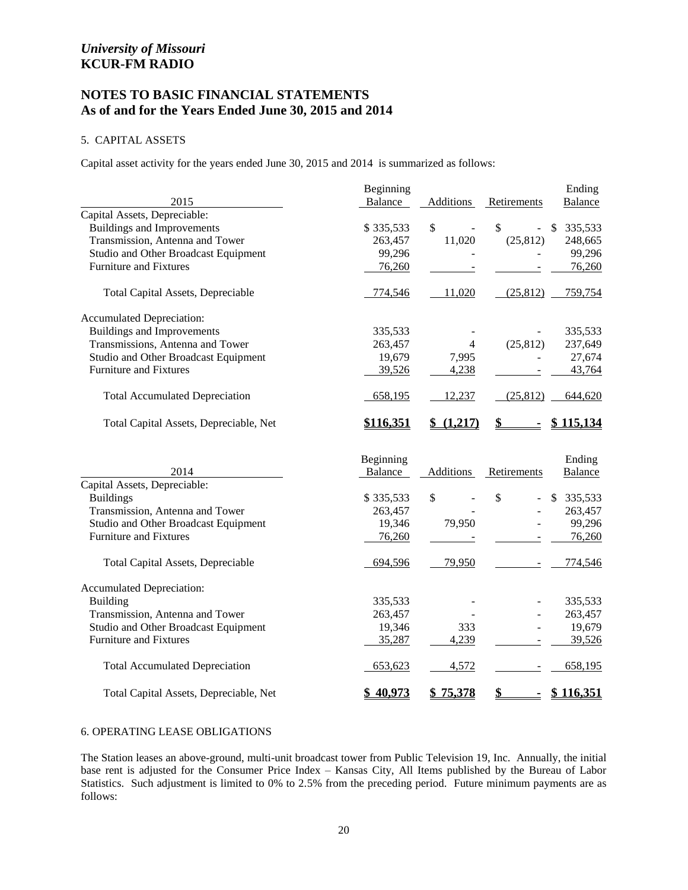*University of Missouri*
**KCUR-FM RADIO**

## NOTES TO BASIC FINANCIAL STATEMENTS
## As of and for the Years Ended June 30, 2015 and 2014

### 5. CAPITAL ASSETS

Capital asset activity for the years ended June 30, 2015 and 2014 is summarized as follows:

| 2015 | Beginning Balance | Additions | Retirements | Ending Balance |
|---|---|---|---|---|
| Capital Assets, Depreciable: | | | | |
| Buildings and Improvements | $ 335,533 | $ - | $ - | $ 335,533 |
| Transmission, Antenna and Tower | 263,457 | 11,020 | (25,812) | 248,665 |
| Studio and Other Broadcast Equipment | 99,296 | - | - | 99,296 |
| Furniture and Fixtures | 76,260 | - | - | 76,260 |
| Total Capital Assets, Depreciable | 774,546 | 11,020 | (25,812) | 759,754 |
| Accumulated Depreciation: | | | | |
| Buildings and Improvements | 335,533 | - | - | 335,533 |
| Transmissions, Antenna and Tower | 263,457 | 4 | (25,812) | 237,649 |
| Studio and Other Broadcast Equipment | 19,679 | 7,995 | - | 27,674 |
| Furniture and Fixtures | 39,526 | 4,238 | - | 43,764 |
| Total Accumulated Depreciation | 658,195 | 12,237 | (25,812) | 644,620 |
| Total Capital Assets, Depreciable, Net | **$116,351** | **$ (1,217)** | **$ -** | **$ 115,134** |

| 2014 | Beginning Balance | Additions | Retirements | Ending Balance |
|---|---|---|---|---|
| Capital Assets, Depreciable: | | | | |
| Buildings | $ 335,533 | $ - | $ - | $ 335,533 |
| Transmission, Antenna and Tower | 263,457 | - | - | 263,457 |
| Studio and Other Broadcast Equipment | 19,346 | 79,950 | - | 99,296 |
| Furniture and Fixtures | 76,260 | - | - | 76,260 |
| Total Capital Assets, Depreciable | 694,596 | 79,950 | - | 774,546 |
| Accumulated Depreciation: | | | | |
| Building | 335,533 | - | - | 335,533 |
| Transmission, Antenna and Tower | 263,457 | - | - | 263,457 |
| Studio and Other Broadcast Equipment | 19,346 | 333 | - | 19,679 |
| Furniture and Fixtures | 35,287 | 4,239 | - | 39,526 |
| Total Accumulated Depreciation | 653,623 | 4,572 | - | 658,195 |
| Total Capital Assets, Depreciable, Net | **$ 40,973** | **$ 75,378** | **$ -** | **$ 116,351** |

### 6. OPERATING LEASE OBLIGATIONS

The Station leases an above-ground, multi-unit broadcast tower from Public Television 19, Inc. Annually, the initial base rent is adjusted for the Consumer Price Index – Kansas City, All Items published by the Bureau of Labor Statistics. Such adjustment is limited to 0% to 2.5% from the preceding period. Future minimum payments are as follows: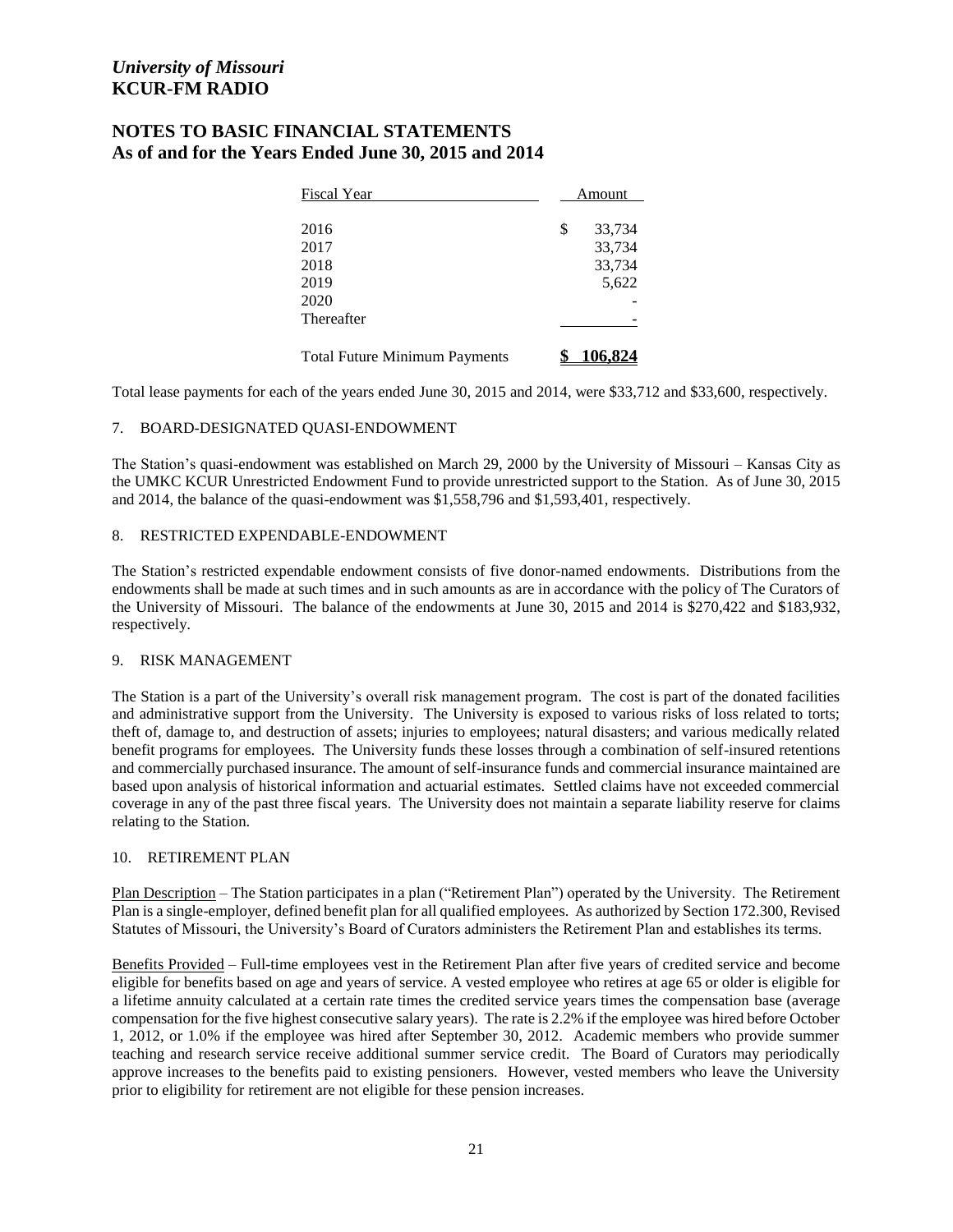| Fiscal Year | Amount |
| --- | --- |
| 2016 | $ 33,734 |
| 2017 | 33,734 |
| 2018 | 33,734 |
| 2019 | 5,622 |
| 2020 | - |
| Thereafter | - |
| Total Future Minimum Payments | **$ 106,824** |

Total lease payments for each of the years ended June 30, 2015 and 2014, were $33,712 and $33,600, respectively.

## 7. BOARD-DESIGNATED QUASI-ENDOWMENT

The Station's quasi-endowment was established on March 29, 2000 by the University of Missouri – Kansas City as the UMKC KCUR Unrestricted Endowment Fund to provide unrestricted support to the Station. As of June 30, 2015 and 2014, the balance of the quasi-endowment was $1,558,796 and $1,593,401, respectively.

## 8. RESTRICTED EXPENDABLE-ENDOWMENT

The Station's restricted expendable endowment consists of five donor-named endowments. Distributions from the endowments shall be made at such times and in such amounts as are in accordance with the policy of The Curators of the University of Missouri. The balance of the endowments at June 30, 2015 and 2014 is $270,422 and $183,932, respectively.

## 9. RISK MANAGEMENT

The Station is a part of the University's overall risk management program. The cost is part of the donated facilities and administrative support from the University. The University is exposed to various risks of loss related to torts; theft of, damage to, and destruction of assets; injuries to employees; natural disasters; and various medically related benefit programs for employees. The University funds these losses through a combination of self-insured retentions and commercially purchased insurance. The amount of self-insurance funds and commercial insurance maintained are based upon analysis of historical information and actuarial estimates. Settled claims have not exceeded commercial coverage in any of the past three fiscal years. The University does not maintain a separate liability reserve for claims relating to the Station.

## 10. RETIREMENT PLAN

Plan Description – The Station participates in a plan ("Retirement Plan") operated by the University. The Retirement Plan is a single-employer, defined benefit plan for all qualified employees. As authorized by Section 172.300, Revised Statutes of Missouri, the University's Board of Curators administers the Retirement Plan and establishes its terms.

Benefits Provided – Full-time employees vest in the Retirement Plan after five years of credited service and become eligible for benefits based on age and years of service. A vested employee who retires at age 65 or older is eligible for a lifetime annuity calculated at a certain rate times the credited service years times the compensation base (average compensation for the five highest consecutive salary years). The rate is 2.2% if the employee was hired before October 1, 2012, or 1.0% if the employee was hired after September 30, 2012. Academic members who provide summer teaching and research service receive additional summer service credit. The Board of Curators may periodically approve increases to the benefits paid to existing pensioners. However, vested members who leave the University prior to eligibility for retirement are not eligible for these pension increases.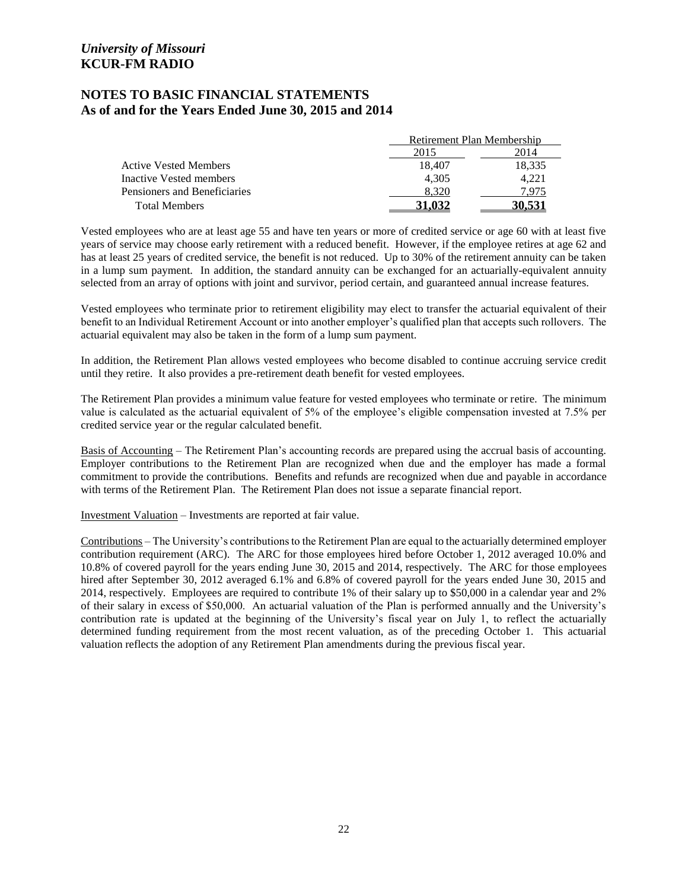| | Retirement Plan Membership | |
|---|---|---|
| | 2015 | 2014 |
| Active Vested Members | 18,407 | 18,335 |
| Inactive Vested members | 4,305 | 4,221 |
| Pensioners and Beneficiaries | 8,320 | 7,975 |
| Total Members | **31,032** | **30,531** |

Vested employees who are at least age 55 and have ten years or more of credited service or age 60 with at least five years of service may choose early retirement with a reduced benefit. However, if the employee retires at age 62 and has at least 25 years of credited service, the benefit is not reduced. Up to 30% of the retirement annuity can be taken in a lump sum payment. In addition, the standard annuity can be exchanged for an actuarially-equivalent annuity selected from an array of options with joint and survivor, period certain, and guaranteed annual increase features.

Vested employees who terminate prior to retirement eligibility may elect to transfer the actuarial equivalent of their benefit to an Individual Retirement Account or into another employer's qualified plan that accepts such rollovers. The actuarial equivalent may also be taken in the form of a lump sum payment.

In addition, the Retirement Plan allows vested employees who become disabled to continue accruing service credit until they retire. It also provides a pre-retirement death benefit for vested employees.

The Retirement Plan provides a minimum value feature for vested employees who terminate or retire. The minimum value is calculated as the actuarial equivalent of 5% of the employee's eligible compensation invested at 7.5% per credited service year or the regular calculated benefit.

Basis of Accounting – The Retirement Plan's accounting records are prepared using the accrual basis of accounting. Employer contributions to the Retirement Plan are recognized when due and the employer has made a formal commitment to provide the contributions. Benefits and refunds are recognized when due and payable in accordance with terms of the Retirement Plan. The Retirement Plan does not issue a separate financial report.

Investment Valuation – Investments are reported at fair value.

Contributions – The University's contributions to the Retirement Plan are equal to the actuarially determined employer contribution requirement (ARC). The ARC for those employees hired before October 1, 2012 averaged 10.0% and 10.8% of covered payroll for the years ending June 30, 2015 and 2014, respectively. The ARC for those employees hired after September 30, 2012 averaged 6.1% and 6.8% of covered payroll for the years ended June 30, 2015 and 2014, respectively. Employees are required to contribute 1% of their salary up to $50,000 in a calendar year and 2% of their salary in excess of $50,000. An actuarial valuation of the Plan is performed annually and the University's contribution rate is updated at the beginning of the University's fiscal year on July 1, to reflect the actuarially determined funding requirement from the most recent valuation, as of the preceding October 1. This actuarial valuation reflects the adoption of any Retirement Plan amendments during the previous fiscal year.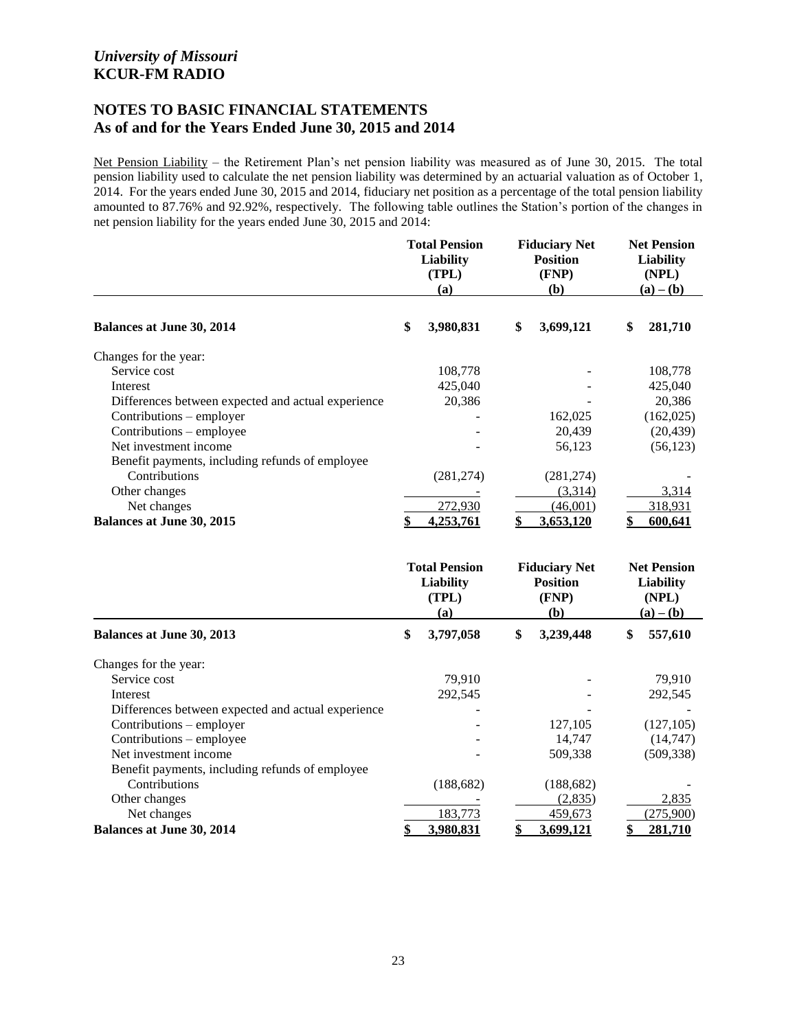*University of Missouri*
**KCUR-FM RADIO**

## NOTES TO BASIC FINANCIAL STATEMENTS
## As of and for the Years Ended June 30, 2015 and 2014

Net Pension Liability – the Retirement Plan's net pension liability was measured as of June 30, 2015. The total pension liability used to calculate the net pension liability was determined by an actuarial valuation as of October 1, 2014. For the years ended June 30, 2015 and 2014, fiduciary net position as a percentage of the total pension liability amounted to 87.76% and 92.92%, respectively. The following table outlines the Station's portion of the changes in net pension liability for the years ended June 30, 2015 and 2014:

| | Total Pension Liability (TPL) (a) | Fiduciary Net Position (FNP) (b) | Net Pension Liability (NPL) (a) – (b) |
|---|---|---|---|
| **Balances at June 30, 2014** | **$ 3,980,831** | **$ 3,699,121** | **$ 281,710** |
| Changes for the year: | | | |
| Service cost | 108,778 | - | 108,778 |
| Interest | 425,040 | - | 425,040 |
| Differences between expected and actual experience | 20,386 | - | 20,386 |
| Contributions – employer | - | 162,025 | (162,025) |
| Contributions – employee | - | 20,439 | (20,439) |
| Net investment income | - | 56,123 | (56,123) |
| Benefit payments, including refunds of employee Contributions | (281,274) | (281,274) | - |
| Other changes | - | (3,314) | 3,314 |
| Net changes | 272,930 | (46,001) | 318,931 |
| **Balances at June 30, 2015** | **$ 4,253,761** | **$ 3,653,120** | **$ 600,641** |

| | Total Pension Liability (TPL) (a) | Fiduciary Net Position (FNP) (b) | Net Pension Liability (NPL) (a) – (b) |
|---|---|---|---|
| **Balances at June 30, 2013** | **$ 3,797,058** | **$ 3,239,448** | **$ 557,610** |
| Changes for the year: | | | |
| Service cost | 79,910 | - | 79,910 |
| Interest | 292,545 | - | 292,545 |
| Differences between expected and actual experience | - | - | - |
| Contributions – employer | - | 127,105 | (127,105) |
| Contributions – employee | - | 14,747 | (14,747) |
| Net investment income | - | 509,338 | (509,338) |
| Benefit payments, including refunds of employee Contributions | (188,682) | (188,682) | - |
| Other changes | - | (2,835) | 2,835 |
| Net changes | 183,773 | 459,673 | (275,900) |
| **Balances at June 30, 2014** | **$ 3,980,831** | **$ 3,699,121** | **$ 281,710** |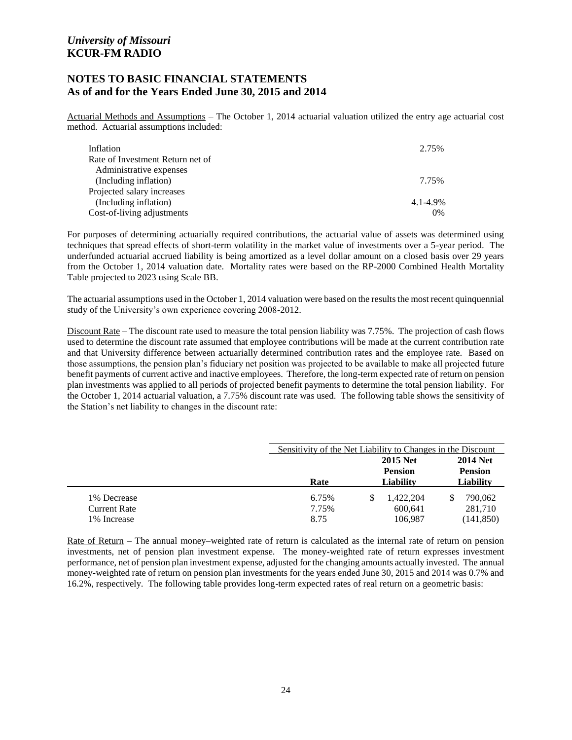Actuarial Methods and Assumptions – The October 1, 2014 actuarial valuation utilized the entry age actuarial cost method. Actuarial assumptions included:

| | |
|---|---|
| Inflation | 2.75% |
| Rate of Investment Return net of Administrative expenses (Including inflation) | 7.75% |
| Projected salary increases (Including inflation) | 4.1-4.9% |
| Cost-of-living adjustments | 0% |

For purposes of determining actuarially required contributions, the actuarial value of assets was determined using techniques that spread effects of short-term volatility in the market value of investments over a 5-year period. The underfunded actuarial accrued liability is being amortized as a level dollar amount on a closed basis over 29 years from the October 1, 2014 valuation date. Mortality rates were based on the RP-2000 Combined Health Mortality Table projected to 2023 using Scale BB.

The actuarial assumptions used in the October 1, 2014 valuation were based on the results the most recent quinquennial study of the University's own experience covering 2008-2012.

Discount Rate – The discount rate used to measure the total pension liability was 7.75%. The projection of cash flows used to determine the discount rate assumed that employee contributions will be made at the current contribution rate and that University difference between actuarially determined contribution rates and the employee rate. Based on those assumptions, the pension plan's fiduciary net position was projected to be available to make all projected future benefit payments of current active and inactive employees. Therefore, the long-term expected rate of return on pension plan investments was applied to all periods of projected benefit payments to determine the total pension liability. For the October 1, 2014 actuarial valuation, a 7.75% discount rate was used. The following table shows the sensitivity of the Station's net liability to changes in the discount rate:

| | Sensitivity of the Net Liability to Changes in the Discount | | |
|---|---|---|---|
| | **Rate** | **2015 Net Pension Liability** | **2014 Net Pension Liability** |
| 1% Decrease | 6.75% | $ 1,422,204 | $ 790,062 |
| Current Rate | 7.75% | 600,641 | 281,710 |
| 1% Increase | 8.75 | 106,987 | (141,850) |

Rate of Return – The annual money–weighted rate of return is calculated as the internal rate of return on pension investments, net of pension plan investment expense. The money-weighted rate of return expresses investment performance, net of pension plan investment expense, adjusted for the changing amounts actually invested. The annual money-weighted rate of return on pension plan investments for the years ended June 30, 2015 and 2014 was 0.7% and 16.2%, respectively. The following table provides long-term expected rates of real return on a geometric basis: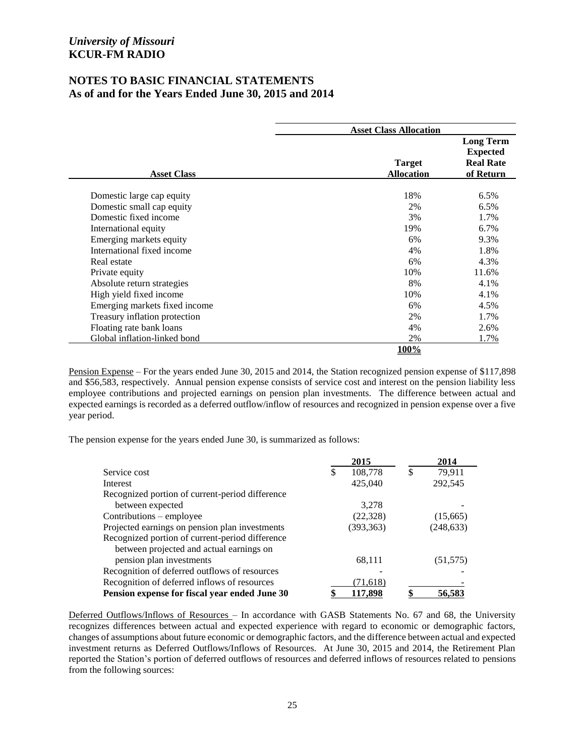# *University of Missouri*
# KCUR-FM RADIO

## NOTES TO BASIC FINANCIAL STATEMENTS
## As of and for the Years Ended June 30, 2015 and 2014

| | Asset Class Allocation | |
|---|---|---|
| **Asset Class** | **Target Allocation** | **Long Term Expected Real Rate of Return** |
| Domestic large cap equity | 18% | 6.5% |
| Domestic small cap equity | 2% | 6.5% |
| Domestic fixed income | 3% | 1.7% |
| International equity | 19% | 6.7% |
| Emerging markets equity | 6% | 9.3% |
| International fixed income | 4% | 1.8% |
| Real estate | 6% | 4.3% |
| Private equity | 10% | 11.6% |
| Absolute return strategies | 8% | 4.1% |
| High yield fixed income | 10% | 4.1% |
| Emerging markets fixed income | 6% | 4.5% |
| Treasury inflation protection | 2% | 1.7% |
| Floating rate bank loans | 4% | 2.6% |
| Global inflation-linked bond | 2% | 1.7% |
| | **100%** | |

Pension Expense – For the years ended June 30, 2015 and 2014, the Station recognized pension expense of $117,898 and $56,583, respectively. Annual pension expense consists of service cost and interest on the pension liability less employee contributions and projected earnings on pension plan investments. The difference between actual and expected earnings is recorded as a deferred outflow/inflow of resources and recognized in pension expense over a five year period.

The pension expense for the years ended June 30, is summarized as follows:

| | 2015 | 2014 |
|---|---|---|
| Service cost | $ 108,778 | $ 79,911 |
| Interest | 425,040 | 292,545 |
| Recognized portion of current-period difference between expected | 3,278 | - |
| Contributions – employee | (22,328) | (15,665) |
| Projected earnings on pension plan investments | (393,363) | (248,633) |
| Recognized portion of current-period difference between projected and actual earnings on pension plan investments | 68,111 | (51,575) |
| Recognition of deferred outflows of resources | - | - |
| Recognition of deferred inflows of resources | (71,618) | - |
| **Pension expense for fiscal year ended June 30** | **$ 117,898** | **$ 56,583** |

Deferred Outflows/Inflows of Resources – In accordance with GASB Statements No. 67 and 68, the University recognizes differences between actual and expected experience with regard to economic or demographic factors, changes of assumptions about future economic or demographic factors, and the difference between actual and expected investment returns as Deferred Outflows/Inflows of Resources. At June 30, 2015 and 2014, the Retirement Plan reported the Station's portion of deferred outflows of resources and deferred inflows of resources related to pensions from the following sources: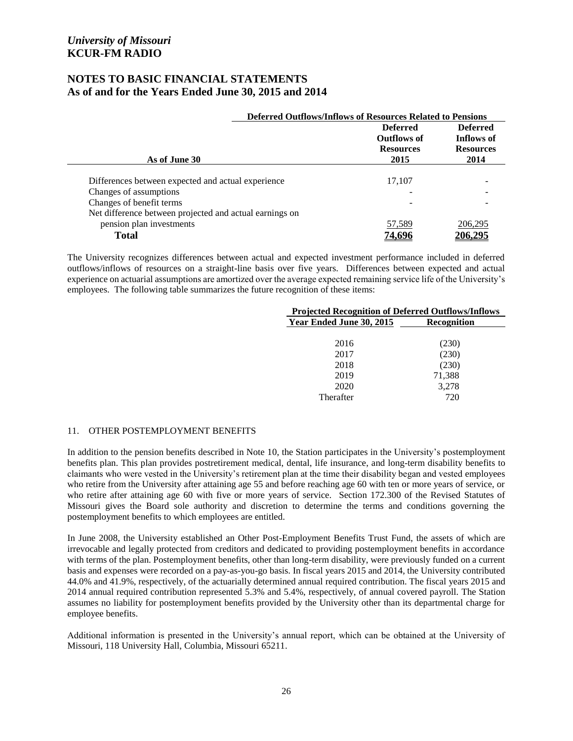## NOTES TO BASIC FINANCIAL STATEMENTS
## As of and for the Years Ended June 30, 2015 and 2014

| As of June 30 | Deferred Outflows/Inflows of Resources Related to Pensions | |
|---|---|---|
| | Deferred Outflows of Resources 2015 | Deferred Inflows of Resources 2014 |
| Differences between expected and actual experience | 17,107 | - |
| Changes of assumptions | - | - |
| Changes of benefit terms | - | - |
| Net difference between projected and actual earnings on pension plan investments | 57,589 | 206,295 |
| **Total** | **74,696** | **206,295** |

The University recognizes differences between actual and expected investment performance included in deferred outflows/inflows of resources on a straight-line basis over five years. Differences between expected and actual experience on actuarial assumptions are amortized over the average expected remaining service life of the University's employees. The following table summarizes the future recognition of these items:

| Projected Recognition of Deferred Outflows/Inflows | |
|---|---|
| Year Ended June 30, 2015 | Recognition |
| 2016 | (230) |
| 2017 | (230) |
| 2018 | (230) |
| 2019 | 71,388 |
| 2020 | 3,278 |
| Therafter | 720 |

11. OTHER POSTEMPLOYMENT BENEFITS

In addition to the pension benefits described in Note 10, the Station participates in the University's postemployment benefits plan. This plan provides postretirement medical, dental, life insurance, and long-term disability benefits to claimants who were vested in the University's retirement plan at the time their disability began and vested employees who retire from the University after attaining age 55 and before reaching age 60 with ten or more years of service, or who retire after attaining age 60 with five or more years of service. Section 172.300 of the Revised Statutes of Missouri gives the Board sole authority and discretion to determine the terms and conditions governing the postemployment benefits to which employees are entitled.

In June 2008, the University established an Other Post-Employment Benefits Trust Fund, the assets of which are irrevocable and legally protected from creditors and dedicated to providing postemployment benefits in accordance with terms of the plan. Postemployment benefits, other than long-term disability, were previously funded on a current basis and expenses were recorded on a pay-as-you-go basis. In fiscal years 2015 and 2014, the University contributed 44.0% and 41.9%, respectively, of the actuarially determined annual required contribution. The fiscal years 2015 and 2014 annual required contribution represented 5.3% and 5.4%, respectively, of annual covered payroll. The Station assumes no liability for postemployment benefits provided by the University other than its departmental charge for employee benefits.

Additional information is presented in the University's annual report, which can be obtained at the University of Missouri, 118 University Hall, Columbia, Missouri 65211.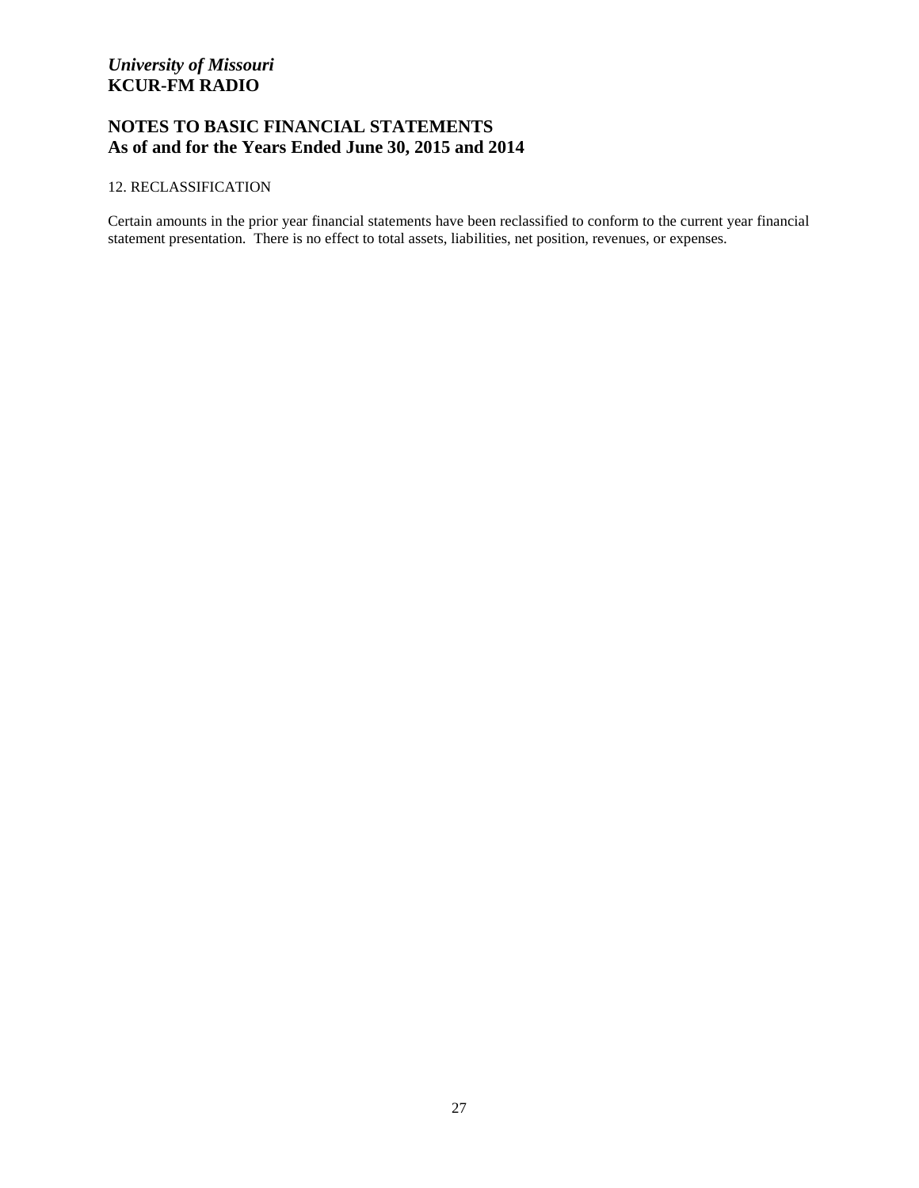*University of Missouri*
**KCUR-FM RADIO**

## NOTES TO BASIC FINANCIAL STATEMENTS
## As of and for the Years Ended June 30, 2015 and 2014

12. RECLASSIFICATION

Certain amounts in the prior year financial statements have been reclassified to conform to the current year financial statement presentation. There is no effect to total assets, liabilities, net position, revenues, or expenses.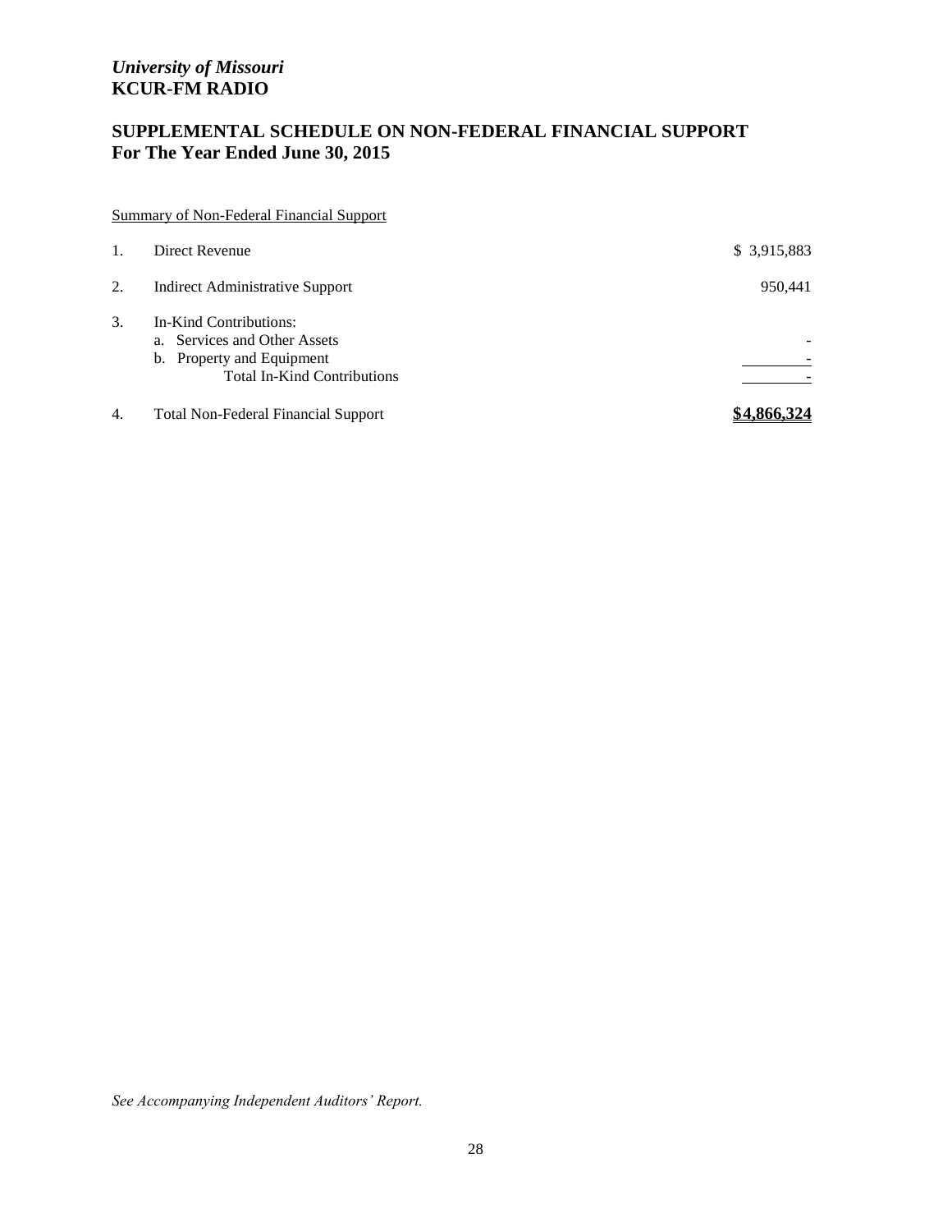*University of Missouri*
**KCUR-FM RADIO**

## SUPPLEMENTAL SCHEDULE ON NON-FEDERAL FINANCIAL SUPPORT
## For The Year Ended June 30, 2015

Summary of Non-Federal Financial Support

| | | |
|---|---|---|
| 1. | Direct Revenue | $ 3,915,883 |
| 2. | Indirect Administrative Support | 950,441 |
| 3. | In-Kind Contributions: | |
| | a. Services and Other Assets | - |
| | b. Property and Equipment | - |
| | Total In-Kind Contributions | - |
| 4. | Total Non-Federal Financial Support | **$4,866,324** |

*See Accompanying Independent Auditors' Report.*